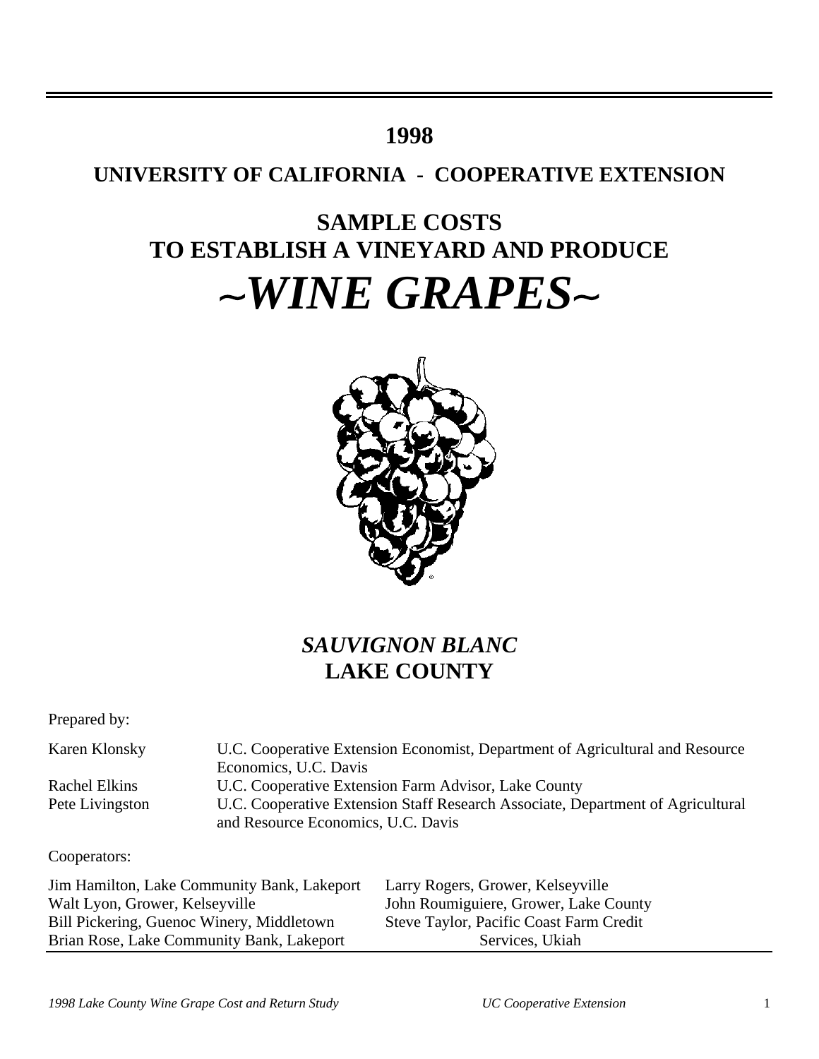# 1998

## UNIVERSITY OF CALIFORNIA - COOPERATIVE EXTENSION

# SAMPLE COSTS TO ESTABLISH A VINEYARD AND PRODUCE

# *~WINE GRAPES~*

## *SAUVIGNON BLANC*
## LAKE COUNTY

Prepared by:

| | |
|---|---|
| Karen Klonsky | U.C. Cooperative Extension Economist, Department of Agricultural and Resource Economics, U.C. Davis |
| Rachel Elkins | U.C. Cooperative Extension Farm Advisor, Lake County |
| Pete Livingston | U.C. Cooperative Extension Staff Research Associate, Department of Agricultural and Resource Economics, U.C. Davis |

Cooperators:

| | |
|---|---|
| Jim Hamilton, Lake Community Bank, Lakeport | Larry Rogers, Grower, Kelseyville |
| Walt Lyon, Grower, Kelseyville | John Roumiguiere, Grower, Lake County |
| Bill Pickering, Guenoc Winery, Middletown | Steve Taylor, Pacific Coast Farm Credit Services, Ukiah |
| Brian Rose, Lake Community Bank, Lakeport | |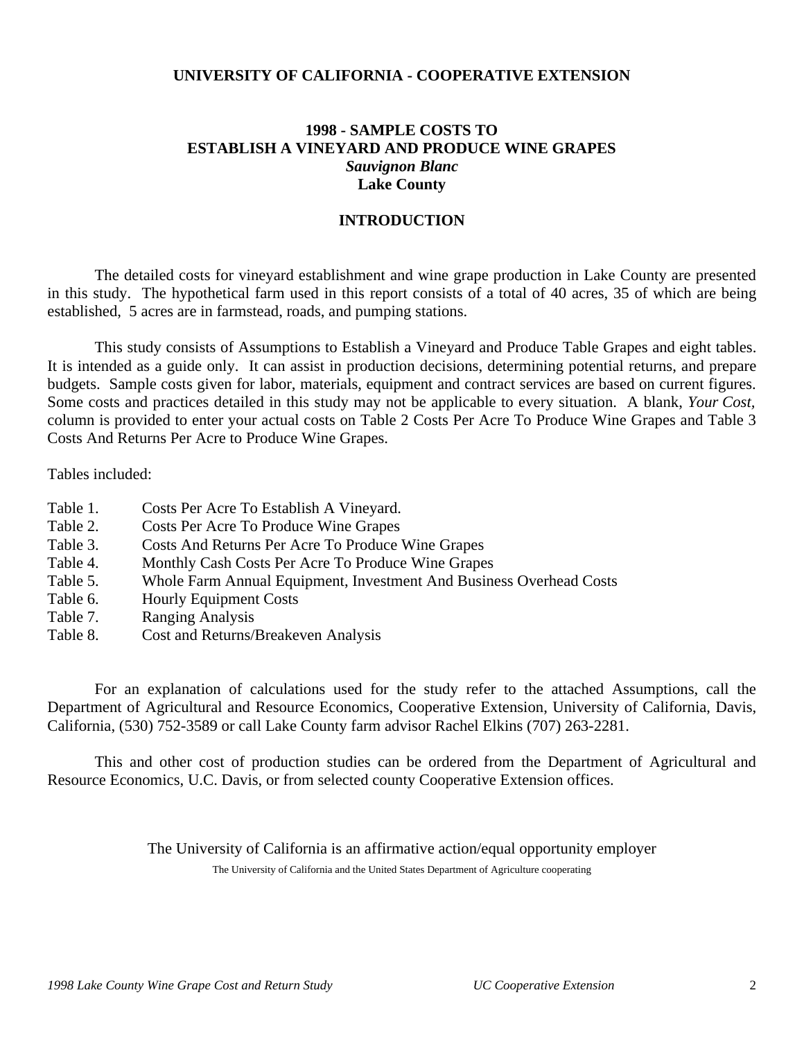**UNIVERSITY OF CALIFORNIA - COOPERATIVE EXTENSION**

# 1998 - SAMPLE COSTS TO ESTABLISH A VINEYARD AND PRODUCE WINE GRAPES
***Sauvignon Blanc***
**Lake County**

## INTRODUCTION

The detailed costs for vineyard establishment and wine grape production in Lake County are presented in this study. The hypothetical farm used in this report consists of a total of 40 acres, 35 of which are being established, 5 acres are in farmstead, roads, and pumping stations.

This study consists of Assumptions to Establish a Vineyard and Produce Table Grapes and eight tables. It is intended as a guide only. It can assist in production decisions, determining potential returns, and prepare budgets. Sample costs given for labor, materials, equipment and contract services are based on current figures. Some costs and practices detailed in this study may not be applicable to every situation. A blank, *Your Cost,* column is provided to enter your actual costs on Table 2 Costs Per Acre To Produce Wine Grapes and Table 3 Costs And Returns Per Acre to Produce Wine Grapes.

Tables included:

- Table 1. Costs Per Acre To Establish A Vineyard.
- Table 2. Costs Per Acre To Produce Wine Grapes
- Table 3. Costs And Returns Per Acre To Produce Wine Grapes
- Table 4. Monthly Cash Costs Per Acre To Produce Wine Grapes
- Table 5. Whole Farm Annual Equipment, Investment And Business Overhead Costs
- Table 6. Hourly Equipment Costs
- Table 7. Ranging Analysis
- Table 8. Cost and Returns/Breakeven Analysis

For an explanation of calculations used for the study refer to the attached Assumptions, call the Department of Agricultural and Resource Economics, Cooperative Extension, University of California, Davis, California, (530) 752-3589 or call Lake County farm advisor Rachel Elkins (707) 263-2281.

This and other cost of production studies can be ordered from the Department of Agricultural and Resource Economics, U.C. Davis, or from selected county Cooperative Extension offices.

The University of California is an affirmative action/equal opportunity employer

The University of California and the United States Department of Agriculture cooperating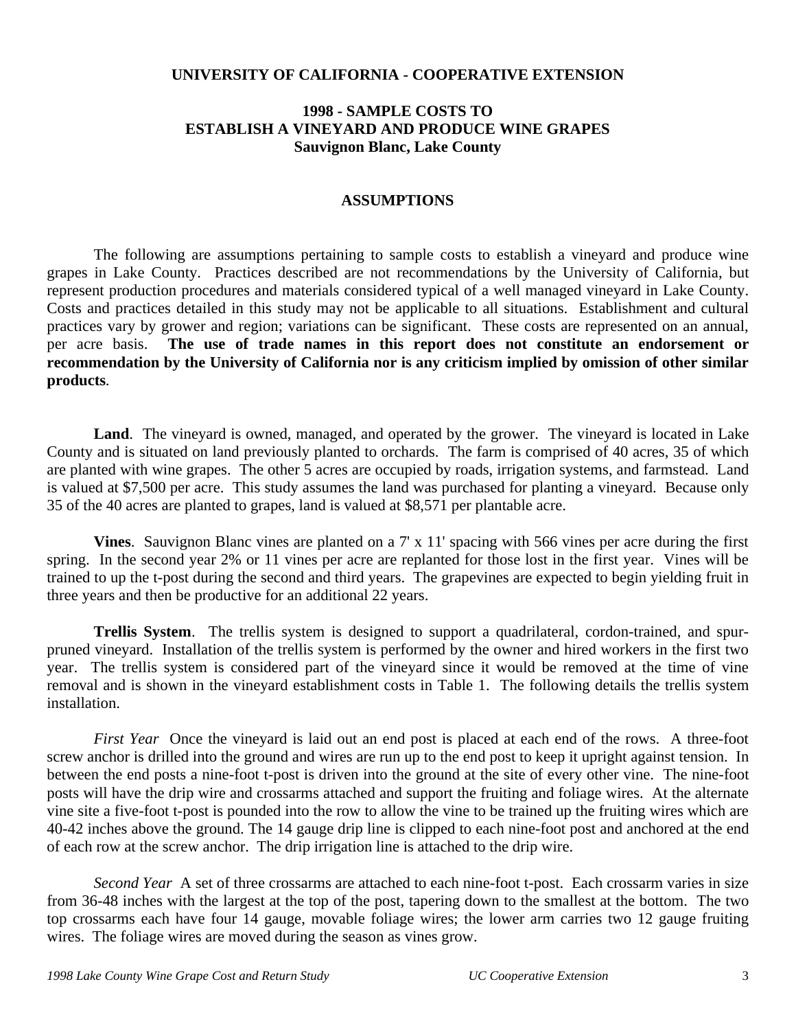**UNIVERSITY OF CALIFORNIA - COOPERATIVE EXTENSION**

# 1998 - SAMPLE COSTS TO ESTABLISH A VINEYARD AND PRODUCE WINE GRAPES
## Sauvignon Blanc, Lake County

## ASSUMPTIONS

The following are assumptions pertaining to sample costs to establish a vineyard and produce wine grapes in Lake County. Practices described are not recommendations by the University of California, but represent production procedures and materials considered typical of a well managed vineyard in Lake County. Costs and practices detailed in this study may not be applicable to all situations. Establishment and cultural practices vary by grower and region; variations can be significant. These costs are represented on an annual, per acre basis. **The use of trade names in this report does not constitute an endorsement or recommendation by the University of California nor is any criticism implied by omission of other similar products**.

**Land**. The vineyard is owned, managed, and operated by the grower. The vineyard is located in Lake County and is situated on land previously planted to orchards. The farm is comprised of 40 acres, 35 of which are planted with wine grapes. The other 5 acres are occupied by roads, irrigation systems, and farmstead. Land is valued at $7,500 per acre. This study assumes the land was purchased for planting a vineyard. Because only 35 of the 40 acres are planted to grapes, land is valued at $8,571 per plantable acre.

**Vines**. Sauvignon Blanc vines are planted on a 7' x 11' spacing with 566 vines per acre during the first spring. In the second year 2% or 11 vines per acre are replanted for those lost in the first year. Vines will be trained to up the t-post during the second and third years. The grapevines are expected to begin yielding fruit in three years and then be productive for an additional 22 years.

**Trellis System**. The trellis system is designed to support a quadrilateral, cordon-trained, and spur-pruned vineyard. Installation of the trellis system is performed by the owner and hired workers in the first two year. The trellis system is considered part of the vineyard since it would be removed at the time of vine removal and is shown in the vineyard establishment costs in Table 1. The following details the trellis system installation.

*First Year* Once the vineyard is laid out an end post is placed at each end of the rows. A three-foot screw anchor is drilled into the ground and wires are run up to the end post to keep it upright against tension. In between the end posts a nine-foot t-post is driven into the ground at the site of every other vine. The nine-foot posts will have the drip wire and crossarms attached and support the fruiting and foliage wires. At the alternate vine site a five-foot t-post is pounded into the row to allow the vine to be trained up the fruiting wires which are 40-42 inches above the ground. The 14 gauge drip line is clipped to each nine-foot post and anchored at the end of each row at the screw anchor. The drip irrigation line is attached to the drip wire.

*Second Year* A set of three crossarms are attached to each nine-foot t-post. Each crossarm varies in size from 36-48 inches with the largest at the top of the post, tapering down to the smallest at the bottom. The two top crossarms each have four 14 gauge, movable foliage wires; the lower arm carries two 12 gauge fruiting wires. The foliage wires are moved during the season as vines grow.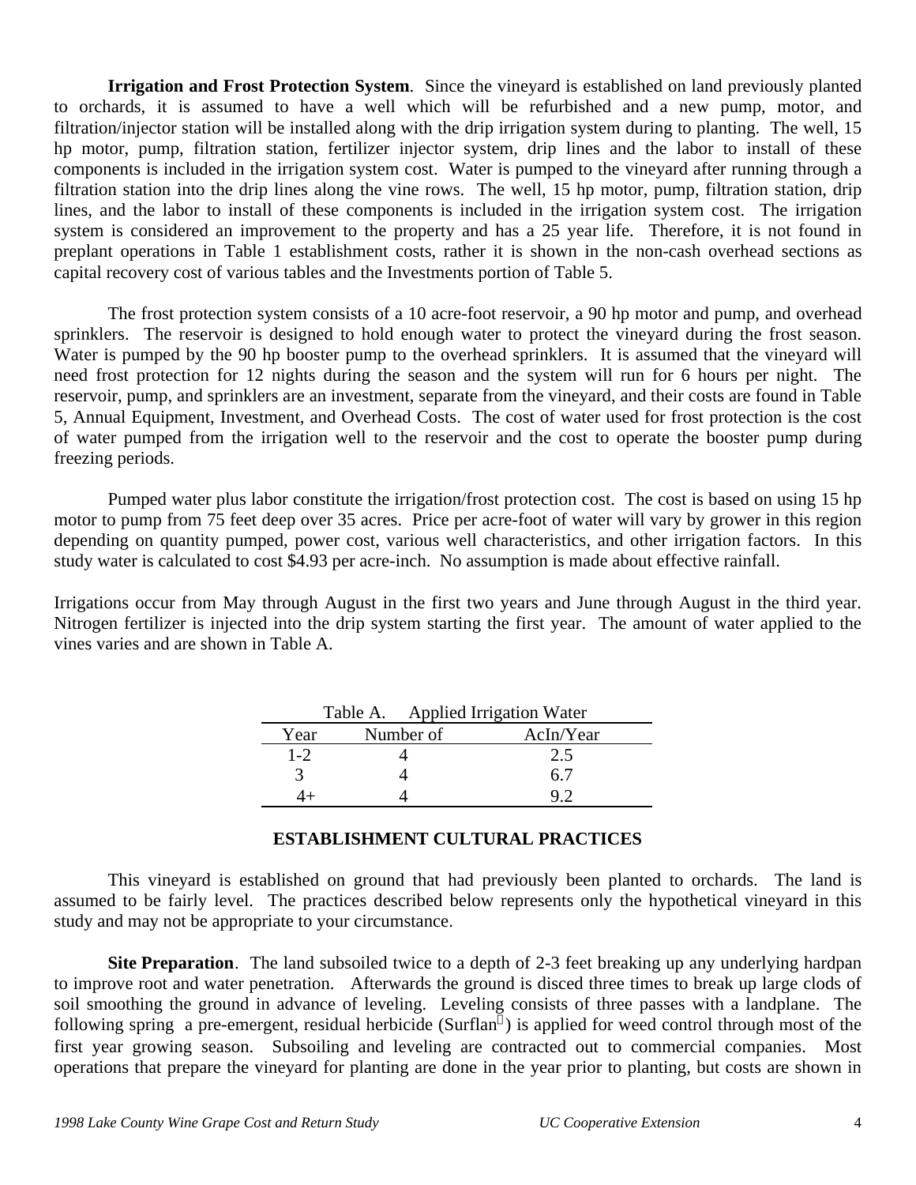**Irrigation and Frost Protection System**. Since the vineyard is established on land previously planted to orchards, it is assumed to have a well which will be refurbished and a new pump, motor, and filtration/injector station will be installed along with the drip irrigation system during to planting. The well, 15 hp motor, pump, filtration station, fertilizer injector system, drip lines and the labor to install of these components is included in the irrigation system cost. Water is pumped to the vineyard after running through a filtration station into the drip lines along the vine rows. The well, 15 hp motor, pump, filtration station, drip lines, and the labor to install of these components is included in the irrigation system cost. The irrigation system is considered an improvement to the property and has a 25 year life. Therefore, it is not found in preplant operations in Table 1 establishment costs, rather it is shown in the non-cash overhead sections as capital recovery cost of various tables and the Investments portion of Table 5.

The frost protection system consists of a 10 acre-foot reservoir, a 90 hp motor and pump, and overhead sprinklers. The reservoir is designed to hold enough water to protect the vineyard during the frost season. Water is pumped by the 90 hp booster pump to the overhead sprinklers. It is assumed that the vineyard will need frost protection for 12 nights during the season and the system will run for 6 hours per night. The reservoir, pump, and sprinklers are an investment, separate from the vineyard, and their costs are found in Table 5, Annual Equipment, Investment, and Overhead Costs. The cost of water used for frost protection is the cost of water pumped from the irrigation well to the reservoir and the cost to operate the booster pump during freezing periods.

Pumped water plus labor constitute the irrigation/frost protection cost. The cost is based on using 15 hp motor to pump from 75 feet deep over 35 acres. Price per acre-foot of water will vary by grower in this region depending on quantity pumped, power cost, various well characteristics, and other irrigation factors. In this study water is calculated to cost $4.93 per acre-inch. No assumption is made about effective rainfall.

Irrigations occur from May through August in the first two years and June through August in the third year. Nitrogen fertilizer is injected into the drip system starting the first year. The amount of water applied to the vines varies and are shown in Table A.

Table A. Applied Irrigation Water

| Year | Number of | AcIn/Year |
|---|---|---|
| 1-2 | 4 | 2.5 |
| 3 | 4 | 6.7 |
| 4+ | 4 | 9.2 |

## ESTABLISHMENT CULTURAL PRACTICES

This vineyard is established on ground that had previously been planted to orchards. The land is assumed to be fairly level. The practices described below represents only the hypothetical vineyard in this study and may not be appropriate to your circumstance.

**Site Preparation**. The land subsoiled twice to a depth of 2-3 feet breaking up any underlying hardpan to improve root and water penetration. Afterwards the ground is disced three times to break up large clods of soil smoothing the ground in advance of leveling. Leveling consists of three passes with a landplane. The following spring a pre-emergent, residual herbicide (Surflan®) is applied for weed control through most of the first year growing season. Subsoiling and leveling are contracted out to commercial companies. Most operations that prepare the vineyard for planting are done in the year prior to planting, but costs are shown in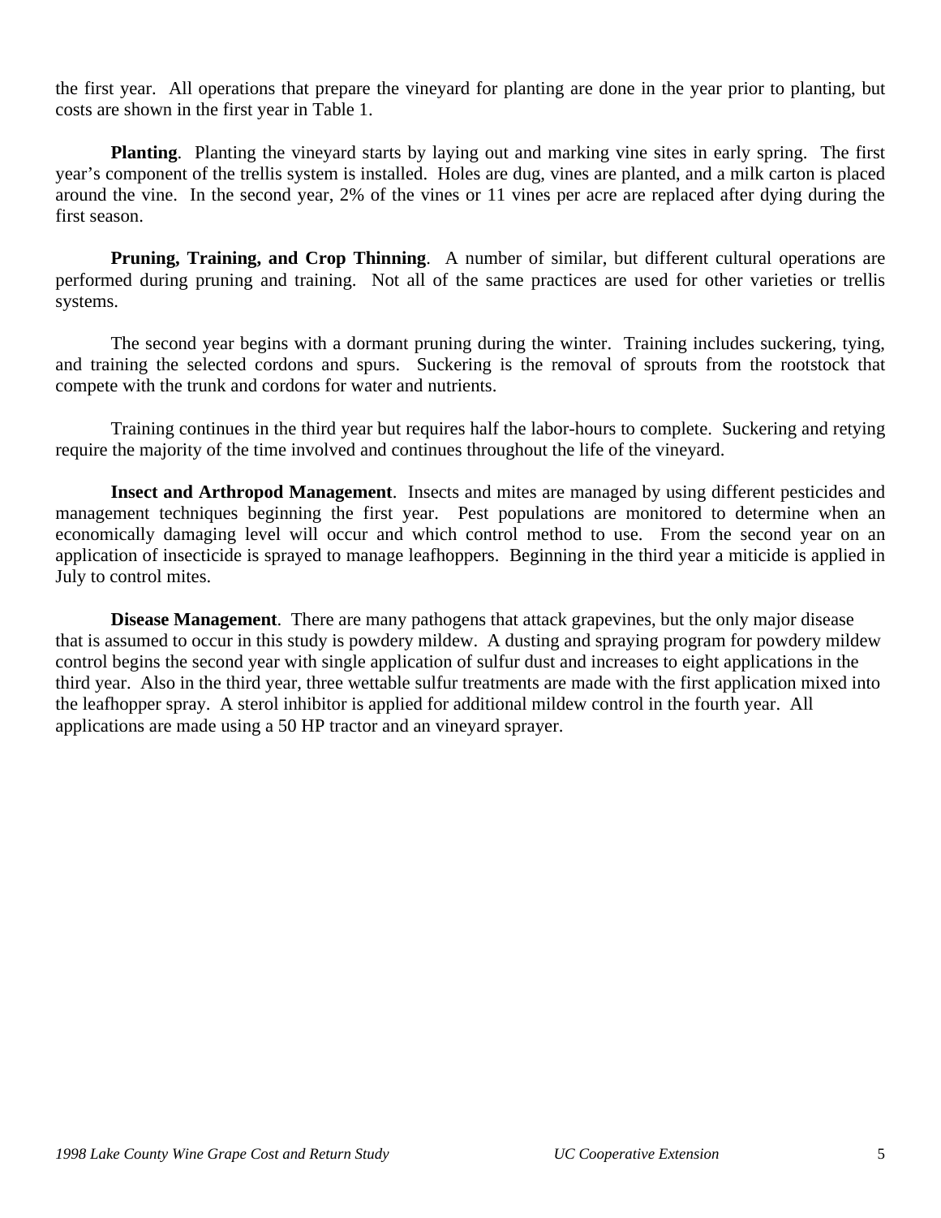the first year. All operations that prepare the vineyard for planting are done in the year prior to planting, but costs are shown in the first year in Table 1.

**Planting**. Planting the vineyard starts by laying out and marking vine sites in early spring. The first year's component of the trellis system is installed. Holes are dug, vines are planted, and a milk carton is placed around the vine. In the second year, 2% of the vines or 11 vines per acre are replaced after dying during the first season.

**Pruning, Training, and Crop Thinning**. A number of similar, but different cultural operations are performed during pruning and training. Not all of the same practices are used for other varieties or trellis systems.

The second year begins with a dormant pruning during the winter. Training includes suckering, tying, and training the selected cordons and spurs. Suckering is the removal of sprouts from the rootstock that compete with the trunk and cordons for water and nutrients.

Training continues in the third year but requires half the labor-hours to complete. Suckering and retying require the majority of the time involved and continues throughout the life of the vineyard.

**Insect and Arthropod Management**. Insects and mites are managed by using different pesticides and management techniques beginning the first year. Pest populations are monitored to determine when an economically damaging level will occur and which control method to use. From the second year on an application of insecticide is sprayed to manage leafhoppers. Beginning in the third year a miticide is applied in July to control mites.

**Disease Management**. There are many pathogens that attack grapevines, but the only major disease that is assumed to occur in this study is powdery mildew. A dusting and spraying program for powdery mildew control begins the second year with single application of sulfur dust and increases to eight applications in the third year. Also in the third year, three wettable sulfur treatments are made with the first application mixed into the leafhopper spray. A sterol inhibitor is applied for additional mildew control in the fourth year. All applications are made using a 50 HP tractor and an vineyard sprayer.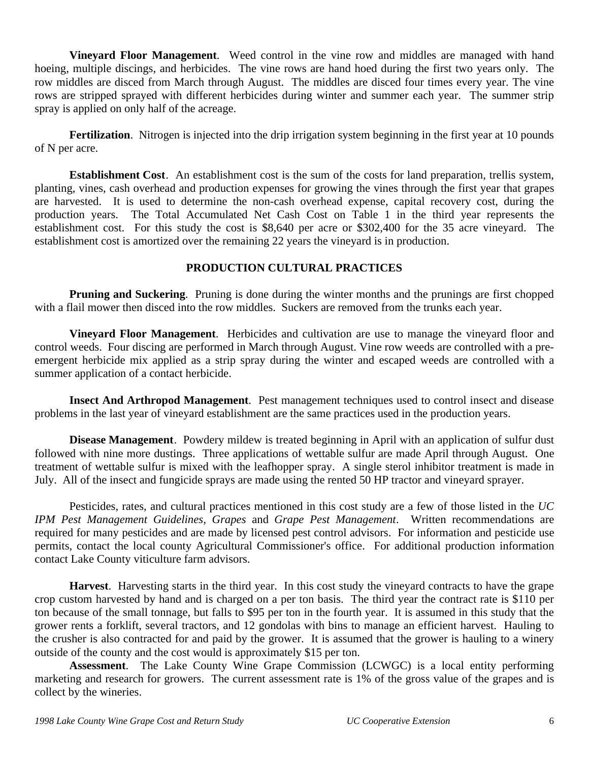**Vineyard Floor Management**. Weed control in the vine row and middles are managed with hand hoeing, multiple discings, and herbicides. The vine rows are hand hoed during the first two years only. The row middles are disced from March through August. The middles are disced four times every year. The vine rows are stripped sprayed with different herbicides during winter and summer each year. The summer strip spray is applied on only half of the acreage.

**Fertilization**. Nitrogen is injected into the drip irrigation system beginning in the first year at 10 pounds of N per acre.

**Establishment Cost**. An establishment cost is the sum of the costs for land preparation, trellis system, planting, vines, cash overhead and production expenses for growing the vines through the first year that grapes are harvested. It is used to determine the non-cash overhead expense, capital recovery cost, during the production years. The Total Accumulated Net Cash Cost on Table 1 in the third year represents the establishment cost. For this study the cost is $8,640 per acre or $302,400 for the 35 acre vineyard. The establishment cost is amortized over the remaining 22 years the vineyard is in production.

## PRODUCTION CULTURAL PRACTICES

**Pruning and Suckering**. Pruning is done during the winter months and the prunings are first chopped with a flail mower then disced into the row middles. Suckers are removed from the trunks each year.

**Vineyard Floor Management**. Herbicides and cultivation are use to manage the vineyard floor and control weeds. Four discing are performed in March through August. Vine row weeds are controlled with a pre-emergent herbicide mix applied as a strip spray during the winter and escaped weeds are controlled with a summer application of a contact herbicide.

**Insect And Arthropod Management**. Pest management techniques used to control insect and disease problems in the last year of vineyard establishment are the same practices used in the production years.

**Disease Management**. Powdery mildew is treated beginning in April with an application of sulfur dust followed with nine more dustings. Three applications of wettable sulfur are made April through August. One treatment of wettable sulfur is mixed with the leafhopper spray. A single sterol inhibitor treatment is made in July. All of the insect and fungicide sprays are made using the rented 50 HP tractor and vineyard sprayer.

Pesticides, rates, and cultural practices mentioned in this cost study are a few of those listed in the *UC IPM Pest Management Guidelines*, *Grapes* and *Grape Pest Management*. Written recommendations are required for many pesticides and are made by licensed pest control advisors. For information and pesticide use permits, contact the local county Agricultural Commissioner's office. For additional production information contact Lake County viticulture farm advisors.

**Harvest**. Harvesting starts in the third year. In this cost study the vineyard contracts to have the grape crop custom harvested by hand and is charged on a per ton basis. The third year the contract rate is $110 per ton because of the small tonnage, but falls to $95 per ton in the fourth year. It is assumed in this study that the grower rents a forklift, several tractors, and 12 gondolas with bins to manage an efficient harvest. Hauling to the crusher is also contracted for and paid by the grower. It is assumed that the grower is hauling to a winery outside of the county and the cost would is approximately $15 per ton.

**Assessment**. The Lake County Wine Grape Commission (LCWGC) is a local entity performing marketing and research for growers. The current assessment rate is 1% of the gross value of the grapes and is collect by the wineries.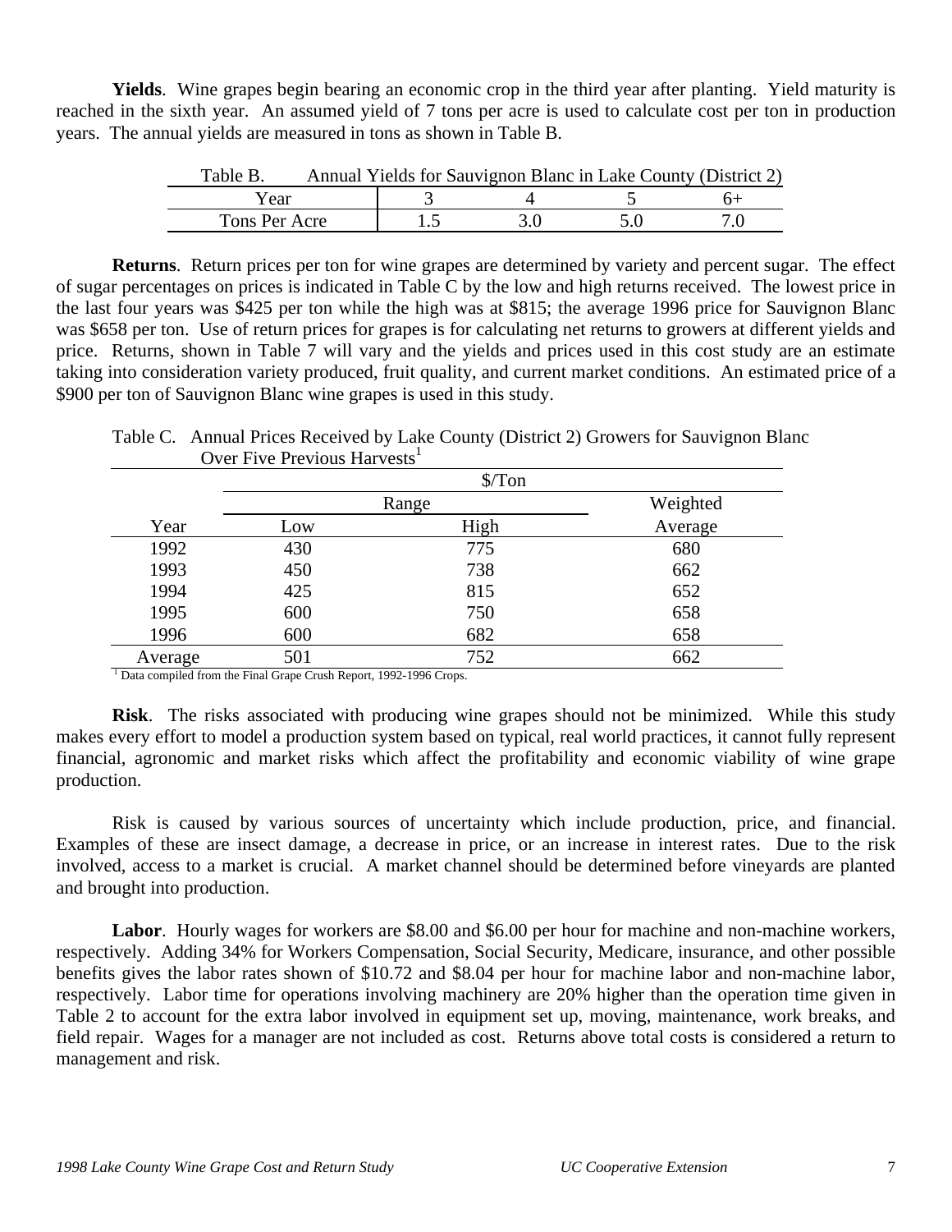**Yields**. Wine grapes begin bearing an economic crop in the third year after planting. Yield maturity is reached in the sixth year. An assumed yield of 7 tons per acre is used to calculate cost per ton in production years. The annual yields are measured in tons as shown in Table B.

Table B. Annual Yields for Sauvignon Blanc in Lake County (District 2)

| Year | 3 | 4 | 5 | 6+ |
|---|---|---|---|---|
| Tons Per Acre | 1.5 | 3.0 | 5.0 | 7.0 |

**Returns**. Return prices per ton for wine grapes are determined by variety and percent sugar. The effect of sugar percentages on prices is indicated in Table C by the low and high returns received. The lowest price in the last four years was $425 per ton while the high was at $815; the average 1996 price for Sauvignon Blanc was $658 per ton. Use of return prices for grapes is for calculating net returns to growers at different yields and price. Returns, shown in Table 7 will vary and the yields and prices used in this cost study are an estimate taking into consideration variety produced, fruit quality, and current market conditions. An estimated price of a $900 per ton of Sauvignon Blanc wine grapes is used in this study.

Table C. Annual Prices Received by Lake County (District 2) Growers for Sauvignon Blanc Over Five Previous Harvests[1]

| | $/Ton | | |
|---|---|---|---|
| | Range | | Weighted |
| Year | Low | High | Average |
| 1992 | 430 | 775 | 680 |
| 1993 | 450 | 738 | 662 |
| 1994 | 425 | 815 | 652 |
| 1995 | 600 | 750 | 658 |
| 1996 | 600 | 682 | 658 |
| Average | 501 | 752 | 662 |

[1] Data compiled from the Final Grape Crush Report, 1992-1996 Crops.

**Risk**. The risks associated with producing wine grapes should not be minimized. While this study makes every effort to model a production system based on typical, real world practices, it cannot fully represent financial, agronomic and market risks which affect the profitability and economic viability of wine grape production.

Risk is caused by various sources of uncertainty which include production, price, and financial. Examples of these are insect damage, a decrease in price, or an increase in interest rates. Due to the risk involved, access to a market is crucial. A market channel should be determined before vineyards are planted and brought into production.

**Labor**. Hourly wages for workers are $8.00 and $6.00 per hour for machine and non-machine workers, respectively. Adding 34% for Workers Compensation, Social Security, Medicare, insurance, and other possible benefits gives the labor rates shown of $10.72 and $8.04 per hour for machine labor and non-machine labor, respectively. Labor time for operations involving machinery are 20% higher than the operation time given in Table 2 to account for the extra labor involved in equipment set up, moving, maintenance, work breaks, and field repair. Wages for a manager are not included as cost. Returns above total costs is considered a return to management and risk.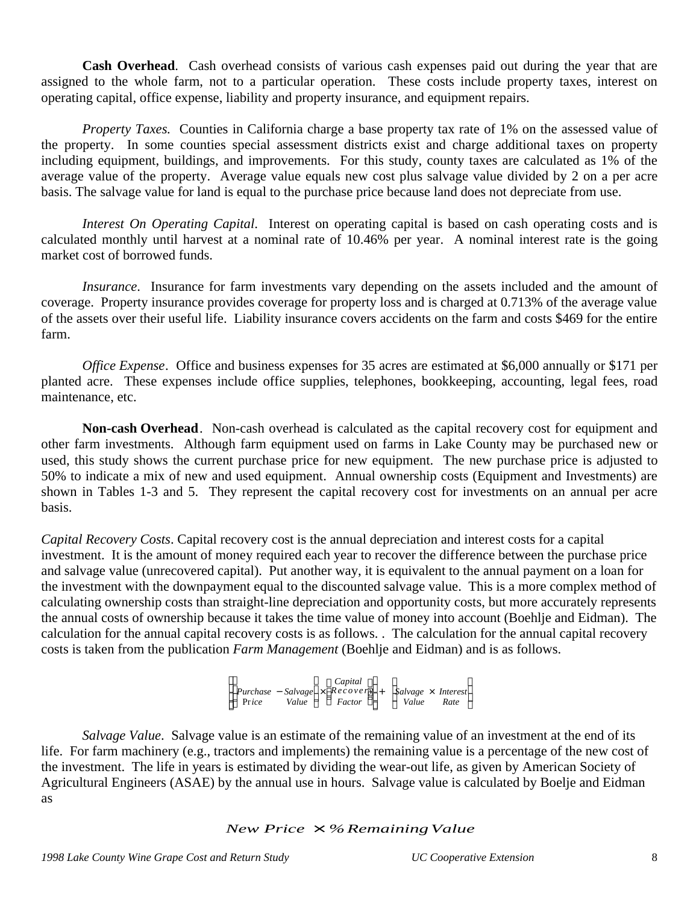**Cash Overhead**. Cash overhead consists of various cash expenses paid out during the year that are assigned to the whole farm, not to a particular operation. These costs include property taxes, interest on operating capital, office expense, liability and property insurance, and equipment repairs.

*Property Taxes.* Counties in California charge a base property tax rate of 1% on the assessed value of the property. In some counties special assessment districts exist and charge additional taxes on property including equipment, buildings, and improvements. For this study, county taxes are calculated as 1% of the average value of the property. Average value equals new cost plus salvage value divided by 2 on a per acre basis. The salvage value for land is equal to the purchase price because land does not depreciate from use.

*Interest On Operating Capital*. Interest on operating capital is based on cash operating costs and is calculated monthly until harvest at a nominal rate of 10.46% per year. A nominal interest rate is the going market cost of borrowed funds.

*Insurance*. Insurance for farm investments vary depending on the assets included and the amount of coverage. Property insurance provides coverage for property loss and is charged at 0.713% of the average value of the assets over their useful life. Liability insurance covers accidents on the farm and costs $469 for the entire farm.

*Office Expense*. Office and business expenses for 35 acres are estimated at $6,000 annually or $171 per planted acre. These expenses include office supplies, telephones, bookkeeping, accounting, legal fees, road maintenance, etc.

**Non-cash Overhead**. Non-cash overhead is calculated as the capital recovery cost for equipment and other farm investments. Although farm equipment used on farms in Lake County may be purchased new or used, this study shows the current purchase price for new equipment. The new purchase price is adjusted to 50% to indicate a mix of new and used equipment. Annual ownership costs (Equipment and Investments) are shown in Tables 1-3 and 5. They represent the capital recovery cost for investments on an annual per acre basis.

*Capital Recovery Costs*. Capital recovery cost is the annual depreciation and interest costs for a capital investment. It is the amount of money required each year to recover the difference between the purchase price and salvage value (unrecovered capital). Put another way, it is equivalent to the annual payment on a loan for the investment with the downpayment equal to the discounted salvage value. This is a more complex method of calculating ownership costs than straight-line depreciation and opportunity costs, but more accurately represents the annual costs of ownership because it takes the time value of money into account (Boehlje and Eidman). The calculation for the annual capital recovery costs is as follows. . The calculation for the annual capital recovery costs is taken from the publication *Farm Management* (Boehlje and Eidman) and is as follows.

$$\left[\left(\begin{matrix}Purchase\\Price\end{matrix} - \begin{matrix}Salvage\\Value\end{matrix}\right) \times \left(\begin{matrix}Capital\\Recovery\\Factor\end{matrix}\right)\right] + \left[\begin{matrix}Salvage\\Value\end{matrix} \times \begin{matrix}Interest\\Rate\end{matrix}\right]$$

*Salvage Value*. Salvage value is an estimate of the remaining value of an investment at the end of its life. For farm machinery (e.g., tractors and implements) the remaining value is a percentage of the new cost of the investment. The life in years is estimated by dividing the wear-out life, as given by American Society of Agricultural Engineers (ASAE) by the annual use in hours. Salvage value is calculated by Boelje and Eidman as

$$New\ Price \times \%\ Remaining\ Value$$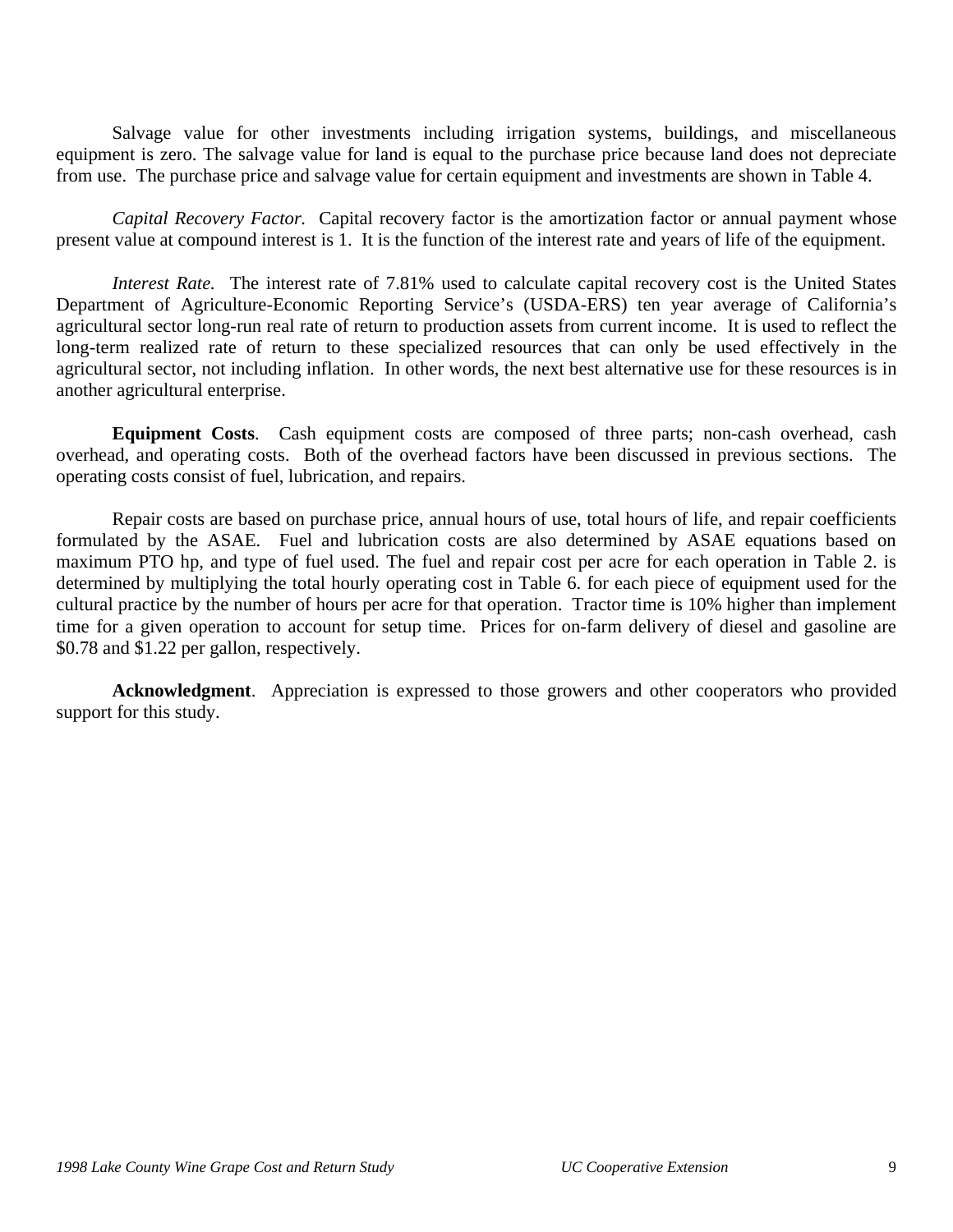Salvage value for other investments including irrigation systems, buildings, and miscellaneous equipment is zero. The salvage value for land is equal to the purchase price because land does not depreciate from use. The purchase price and salvage value for certain equipment and investments are shown in Table 4.

*Capital Recovery Factor.* Capital recovery factor is the amortization factor or annual payment whose present value at compound interest is 1. It is the function of the interest rate and years of life of the equipment.

*Interest Rate.* The interest rate of 7.81% used to calculate capital recovery cost is the United States Department of Agriculture-Economic Reporting Service's (USDA-ERS) ten year average of California's agricultural sector long-run real rate of return to production assets from current income. It is used to reflect the long-term realized rate of return to these specialized resources that can only be used effectively in the agricultural sector, not including inflation. In other words, the next best alternative use for these resources is in another agricultural enterprise.

**Equipment Costs**. Cash equipment costs are composed of three parts; non-cash overhead, cash overhead, and operating costs. Both of the overhead factors have been discussed in previous sections. The operating costs consist of fuel, lubrication, and repairs.

Repair costs are based on purchase price, annual hours of use, total hours of life, and repair coefficients formulated by the ASAE. Fuel and lubrication costs are also determined by ASAE equations based on maximum PTO hp, and type of fuel used. The fuel and repair cost per acre for each operation in Table 2. is determined by multiplying the total hourly operating cost in Table 6. for each piece of equipment used for the cultural practice by the number of hours per acre for that operation. Tractor time is 10% higher than implement time for a given operation to account for setup time. Prices for on-farm delivery of diesel and gasoline are \$0.78 and \$1.22 per gallon, respectively.

**Acknowledgment**. Appreciation is expressed to those growers and other cooperators who provided support for this study.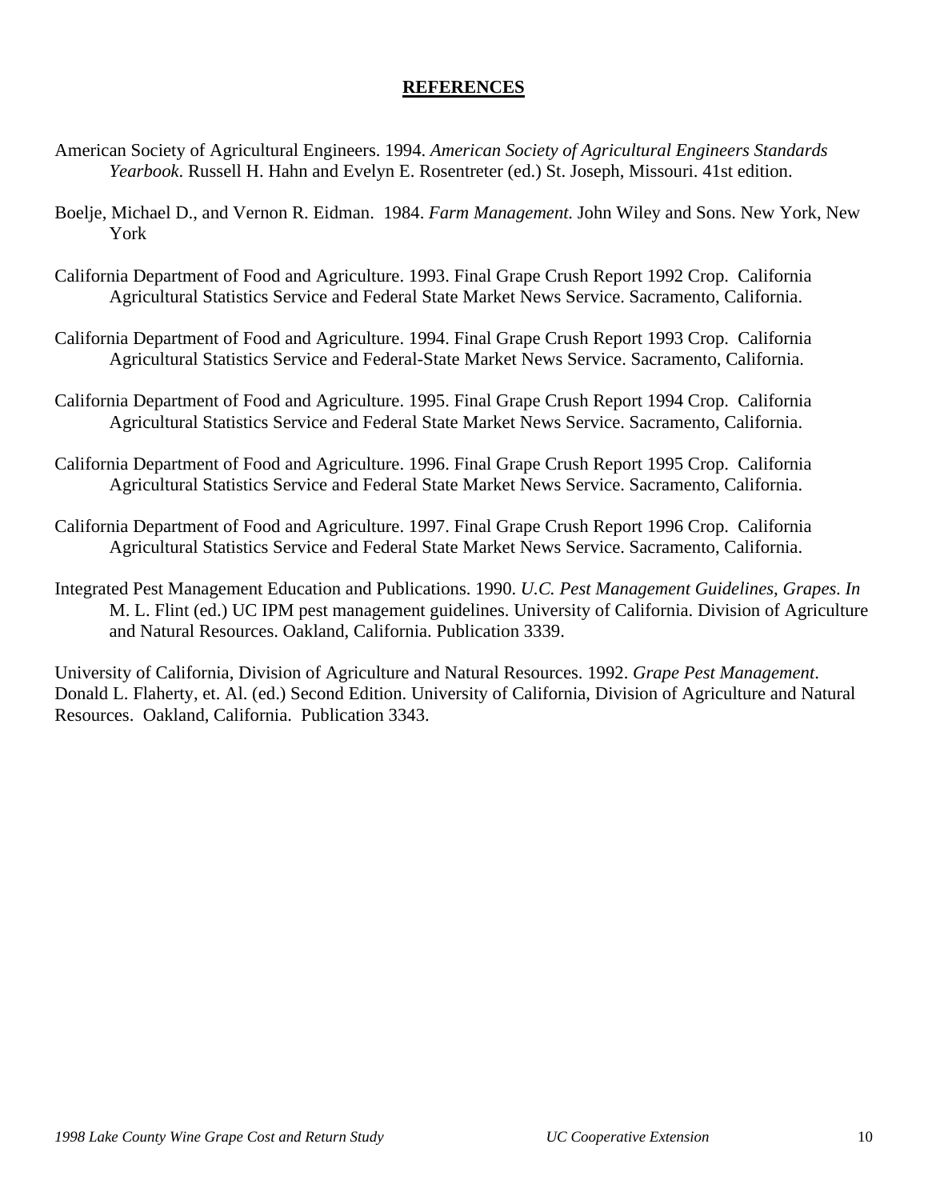**REFERENCES**

American Society of Agricultural Engineers. 1994. *American Society of Agricultural Engineers Standards Yearbook.* Russell H. Hahn and Evelyn E. Rosentreter (ed.) St. Joseph, Missouri. 41st edition.

Boelje, Michael D., and Vernon R. Eidman. 1984. *Farm Management.* John Wiley and Sons. New York, New York

California Department of Food and Agriculture. 1993. Final Grape Crush Report 1992 Crop. California Agricultural Statistics Service and Federal State Market News Service. Sacramento, California.

California Department of Food and Agriculture. 1994. Final Grape Crush Report 1993 Crop. California Agricultural Statistics Service and Federal-State Market News Service. Sacramento, California.

California Department of Food and Agriculture. 1995. Final Grape Crush Report 1994 Crop. California Agricultural Statistics Service and Federal State Market News Service. Sacramento, California.

California Department of Food and Agriculture. 1996. Final Grape Crush Report 1995 Crop. California Agricultural Statistics Service and Federal State Market News Service. Sacramento, California.

California Department of Food and Agriculture. 1997. Final Grape Crush Report 1996 Crop. California Agricultural Statistics Service and Federal State Market News Service. Sacramento, California.

Integrated Pest Management Education and Publications. 1990. *U.C. Pest Management Guidelines, Grapes. In* M. L. Flint (ed.) UC IPM pest management guidelines. University of California. Division of Agriculture and Natural Resources. Oakland, California. Publication 3339.

University of California, Division of Agriculture and Natural Resources. 1992. *Grape Pest Management*. Donald L. Flaherty, et. Al. (ed.) Second Edition. University of California, Division of Agriculture and Natural Resources. Oakland, California. Publication 3343.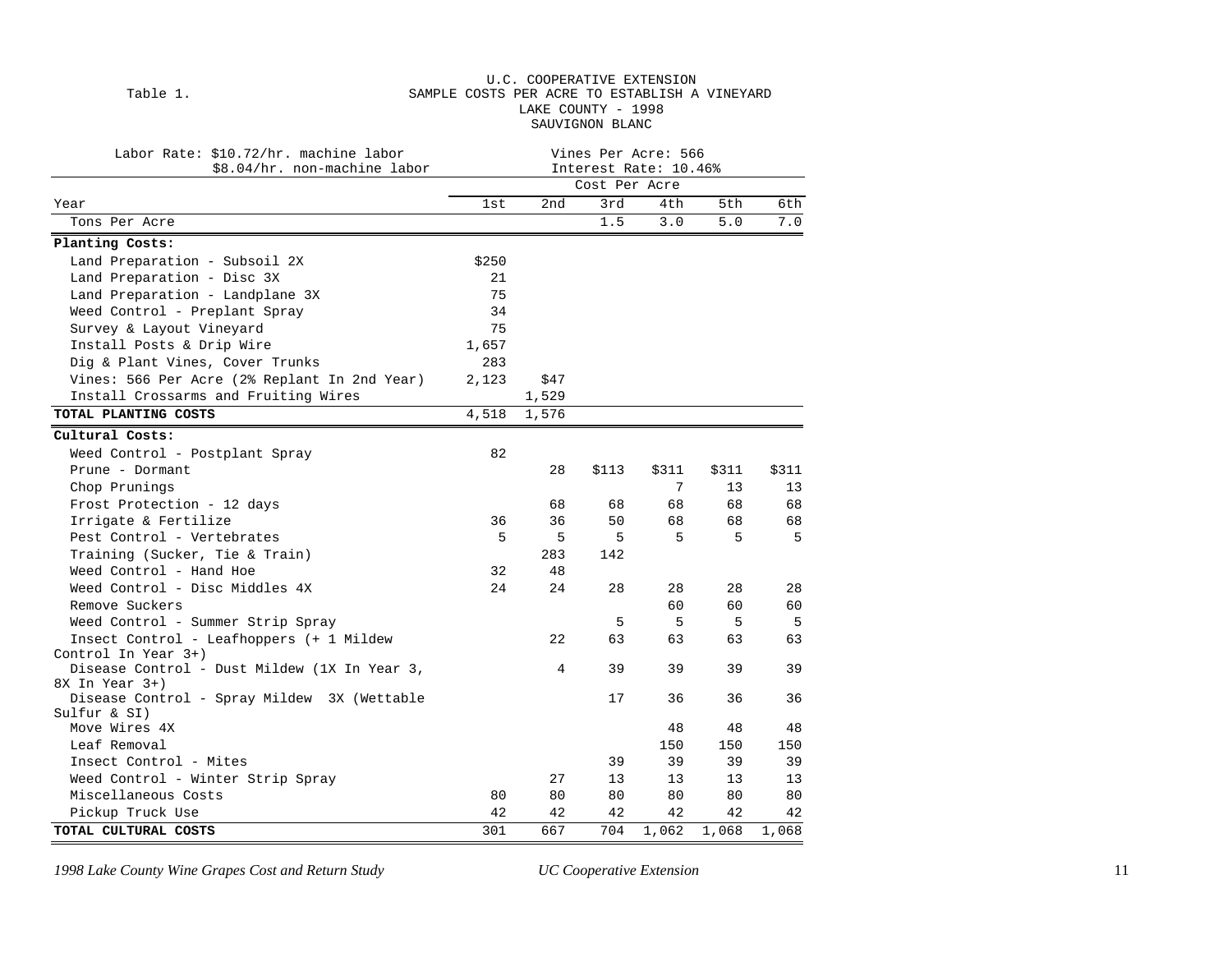Table 1.

U.C. COOPERATIVE EXTENSION
SAMPLE COSTS PER ACRE TO ESTABLISH A VINEYARD
LAKE COUNTY - 1998
SAUVIGNON BLANC

Labor Rate: $10.72/hr. machine labor
$8.04/hr. non-machine labor

Vines Per Acre: 566
Interest Rate: 10.46%

| | Cost Per Acre | | | | | |
|---|---|---|---|---|---|---|
| Year | 1st | 2nd | 3rd | 4th | 5th | 6th |
| Tons Per Acre | | | 1.5 | 3.0 | 5.0 | 7.0 |
| **Planting Costs:** | | | | | | |
| Land Preparation - Subsoil 2X | $250 | | | | | |
| Land Preparation - Disc 3X | 21 | | | | | |
| Land Preparation - Landplane 3X | 75 | | | | | |
| Weed Control - Preplant Spray | 34 | | | | | |
| Survey & Layout Vineyard | 75 | | | | | |
| Install Posts & Drip Wire | 1,657 | | | | | |
| Dig & Plant Vines, Cover Trunks | 283 | | | | | |
| Vines: 566 Per Acre (2% Replant In 2nd Year) | 2,123 | $47 | | | | |
| Install Crossarms and Fruiting Wires | | 1,529 | | | | |
| **TOTAL PLANTING COSTS** | 4,518 | 1,576 | | | | |
| **Cultural Costs:** | | | | | | |
| Weed Control - Postplant Spray | 82 | | | | | |
| Prune - Dormant | | 28 | $113 | $311 | $311 | $311 |
| Chop Prunings | | | | 7 | 13 | 13 |
| Frost Protection - 12 days | | 68 | 68 | 68 | 68 | 68 |
| Irrigate & Fertilize | 36 | 36 | 50 | 68 | 68 | 68 |
| Pest Control - Vertebrates | 5 | 5 | 5 | 5 | 5 | 5 |
| Training (Sucker, Tie & Train) | | 283 | 142 | | | |
| Weed Control - Hand Hoe | 32 | 48 | | | | |
| Weed Control - Disc Middles 4X | 24 | 24 | 28 | 28 | 28 | 28 |
| Remove Suckers | | | | 60 | 60 | 60 |
| Weed Control - Summer Strip Spray | | | 5 | 5 | 5 | 5 |
| Insect Control - Leafhoppers (+ 1 Mildew Control In Year 3+) | | 22 | 63 | 63 | 63 | 63 |
| Disease Control - Dust Mildew (1X In Year 3, 8X In Year 3+) | | 4 | 39 | 39 | 39 | 39 |
| Disease Control - Spray Mildew 3X (Wettable Sulfur & SI) | | | 17 | 36 | 36 | 36 |
| Move Wires 4X | | | | 48 | 48 | 48 |
| Leaf Removal | | | | 150 | 150 | 150 |
| Insect Control - Mites | | | 39 | 39 | 39 | 39 |
| Weed Control - Winter Strip Spray | | 27 | 13 | 13 | 13 | 13 |
| Miscellaneous Costs | 80 | 80 | 80 | 80 | 80 | 80 |
| Pickup Truck Use | 42 | 42 | 42 | 42 | 42 | 42 |
| **TOTAL CULTURAL COSTS** | 301 | 667 | 704 | 1,062 | 1,068 | 1,068 |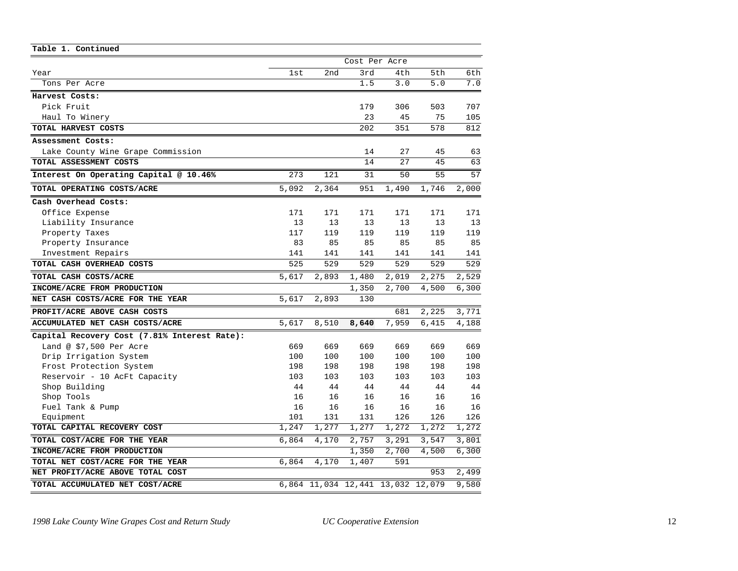**Table 1. Continued**

| | Cost Per Acre | | | | | |
|---|---|---|---|---|---|---|
| Year | 1st | 2nd | 3rd | 4th | 5th | 6th |
| Tons Per Acre | | | 1.5 | 3.0 | 5.0 | 7.0 |
| **Harvest Costs:** | | | | | | |
| Pick Fruit | | | 179 | 306 | 503 | 707 |
| Haul To Winery | | | 23 | 45 | 75 | 105 |
| **TOTAL HARVEST COSTS** | | | 202 | 351 | 578 | 812 |
| **Assessment Costs:** | | | | | | |
| Lake County Wine Grape Commission | | | 14 | 27 | 45 | 63 |
| **TOTAL ASSESSMENT COSTS** | | | 14 | 27 | 45 | 63 |
| **Interest On Operating Capital @ 10.46%** | 273 | 121 | 31 | 50 | 55 | 57 |
| **TOTAL OPERATING COSTS/ACRE** | 5,092 | 2,364 | 951 | 1,490 | 1,746 | 2,000 |
| **Cash Overhead Costs:** | | | | | | |
| Office Expense | 171 | 171 | 171 | 171 | 171 | 171 |
| Liability Insurance | 13 | 13 | 13 | 13 | 13 | 13 |
| Property Taxes | 117 | 119 | 119 | 119 | 119 | 119 |
| Property Insurance | 83 | 85 | 85 | 85 | 85 | 85 |
| Investment Repairs | 141 | 141 | 141 | 141 | 141 | 141 |
| **TOTAL CASH OVERHEAD COSTS** | 525 | 529 | 529 | 529 | 529 | 529 |
| **TOTAL CASH COSTS/ACRE** | 5,617 | 2,893 | 1,480 | 2,019 | 2,275 | 2,529 |
| **INCOME/ACRE FROM PRODUCTION** | | | 1,350 | 2,700 | 4,500 | 6,300 |
| **NET CASH COSTS/ACRE FOR THE YEAR** | 5,617 | 2,893 | 130 | | | |
| **PROFIT/ACRE ABOVE CASH COSTS** | | | | 681 | 2,225 | 3,771 |
| **ACCUMULATED NET CASH COSTS/ACRE** | 5,617 | 8,510 | **8,640** | 7,959 | 6,415 | 4,188 |
| **Capital Recovery Cost (7.81% Interest Rate):** | | | | | | |
| Land @ $7,500 Per Acre | 669 | 669 | 669 | 669 | 669 | 669 |
| Drip Irrigation System | 100 | 100 | 100 | 100 | 100 | 100 |
| Frost Protection System | 198 | 198 | 198 | 198 | 198 | 198 |
| Reservoir - 10 AcFt Capacity | 103 | 103 | 103 | 103 | 103 | 103 |
| Shop Building | 44 | 44 | 44 | 44 | 44 | 44 |
| Shop Tools | 16 | 16 | 16 | 16 | 16 | 16 |
| Fuel Tank & Pump | 16 | 16 | 16 | 16 | 16 | 16 |
| Equipment | 101 | 131 | 131 | 126 | 126 | 126 |
| **TOTAL CAPITAL RECOVERY COST** | 1,247 | 1,277 | 1,277 | 1,272 | 1,272 | 1,272 |
| **TOTAL COST/ACRE FOR THE YEAR** | 6,864 | 4,170 | 2,757 | 3,291 | 3,547 | 3,801 |
| **INCOME/ACRE FROM PRODUCTION** | | | 1,350 | 2,700 | 4,500 | 6,300 |
| **TOTAL NET COST/ACRE FOR THE YEAR** | 6,864 | 4,170 | 1,407 | 591 | | |
| **NET PROFIT/ACRE ABOVE TOTAL COST** | | | | | 953 | 2,499 |
| **TOTAL ACCUMULATED NET COST/ACRE** | 6,864 | 11,034 | 12,441 | 13,032 | 12,079 | 9,580 |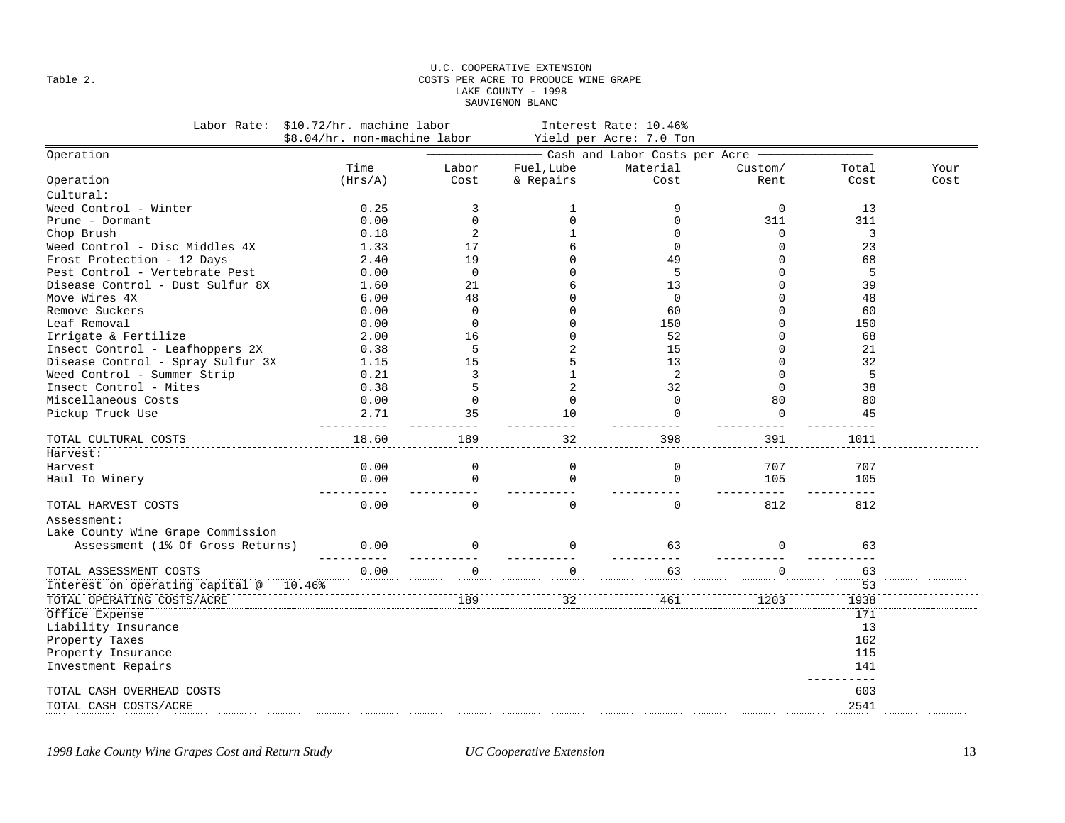Table 2.

U.C. COOPERATIVE EXTENSION
COSTS PER ACRE TO PRODUCE WINE GRAPE
LAKE COUNTY - 1998
SAUVIGNON BLANC

Labor Rate: $10.72/hr. machine labor; $8.04/hr. non-machine labor
Interest Rate: 10.46%
Yield per Acre: 7.0 Ton

| Operation | Time (Hrs/A) | Labor Cost | Fuel,Lube & Repairs | Material Cost | Custom/ Rent | Total Cost | Your Cost |
|---|---|---|---|---|---|---|---|
| | | Cash and Labor Costs per Acre | | | | | |
| **Cultural:** | | | | | | | |
| Weed Control - Winter | 0.25 | 3 | 1 | 9 | 0 | 13 | |
| Prune - Dormant | 0.00 | 0 | 0 | 0 | 311 | 311 | |
| Chop Brush | 0.18 | 2 | 1 | 0 | 0 | 3 | |
| Weed Control - Disc Middles 4X | 1.33 | 17 | 6 | 0 | 0 | 23 | |
| Frost Protection - 12 Days | 2.40 | 19 | 0 | 49 | 0 | 68 | |
| Pest Control - Vertebrate Pest | 0.00 | 0 | 0 | 5 | 0 | 5 | |
| Disease Control - Dust Sulfur 8X | 1.60 | 21 | 6 | 13 | 0 | 39 | |
| Move Wires 4X | 6.00 | 48 | 0 | 0 | 0 | 48 | |
| Remove Suckers | 0.00 | 0 | 0 | 60 | 0 | 60 | |
| Leaf Removal | 0.00 | 0 | 0 | 150 | 0 | 150 | |
| Irrigate & Fertilize | 2.00 | 16 | 0 | 52 | 0 | 68 | |
| Insect Control - Leafhoppers 2X | 0.38 | 5 | 2 | 15 | 0 | 21 | |
| Disease Control - Spray Sulfur 3X | 1.15 | 15 | 5 | 13 | 0 | 32 | |
| Weed Control - Summer Strip | 0.21 | 3 | 1 | 2 | 0 | 5 | |
| Insect Control - Mites | 0.38 | 5 | 2 | 32 | 0 | 38 | |
| Miscellaneous Costs | 0.00 | 0 | 0 | 0 | 80 | 80 | |
| Pickup Truck Use | 2.71 | 35 | 10 | 0 | 0 | 45 | |
| TOTAL CULTURAL COSTS | 18.60 | 189 | 32 | 398 | 391 | 1011 | |
| **Harvest:** | | | | | | | |
| Harvest | 0.00 | 0 | 0 | 0 | 707 | 707 | |
| Haul To Winery | 0.00 | 0 | 0 | 0 | 105 | 105 | |
| TOTAL HARVEST COSTS | 0.00 | 0 | 0 | 0 | 812 | 812 | |
| **Assessment:** | | | | | | | |
| Lake County Wine Grape Commission Assessment (1% Of Gross Returns) | 0.00 | 0 | 0 | 63 | 0 | 63 | |
| TOTAL ASSESSMENT COSTS | 0.00 | 0 | 0 | 63 | 0 | 63 | |
| Interest on operating capital @ 10.46% | | | | | | 53 | |
| TOTAL OPERATING COSTS/ACRE | | 189 | 32 | 461 | 1203 | 1938 | |
| Office Expense | | | | | | 171 | |
| Liability Insurance | | | | | | 13 | |
| Property Taxes | | | | | | 162 | |
| Property Insurance | | | | | | 115 | |
| Investment Repairs | | | | | | 141 | |
| TOTAL CASH OVERHEAD COSTS | | | | | | 603 | |
| TOTAL CASH COSTS/ACRE | | | | | | 2541 | |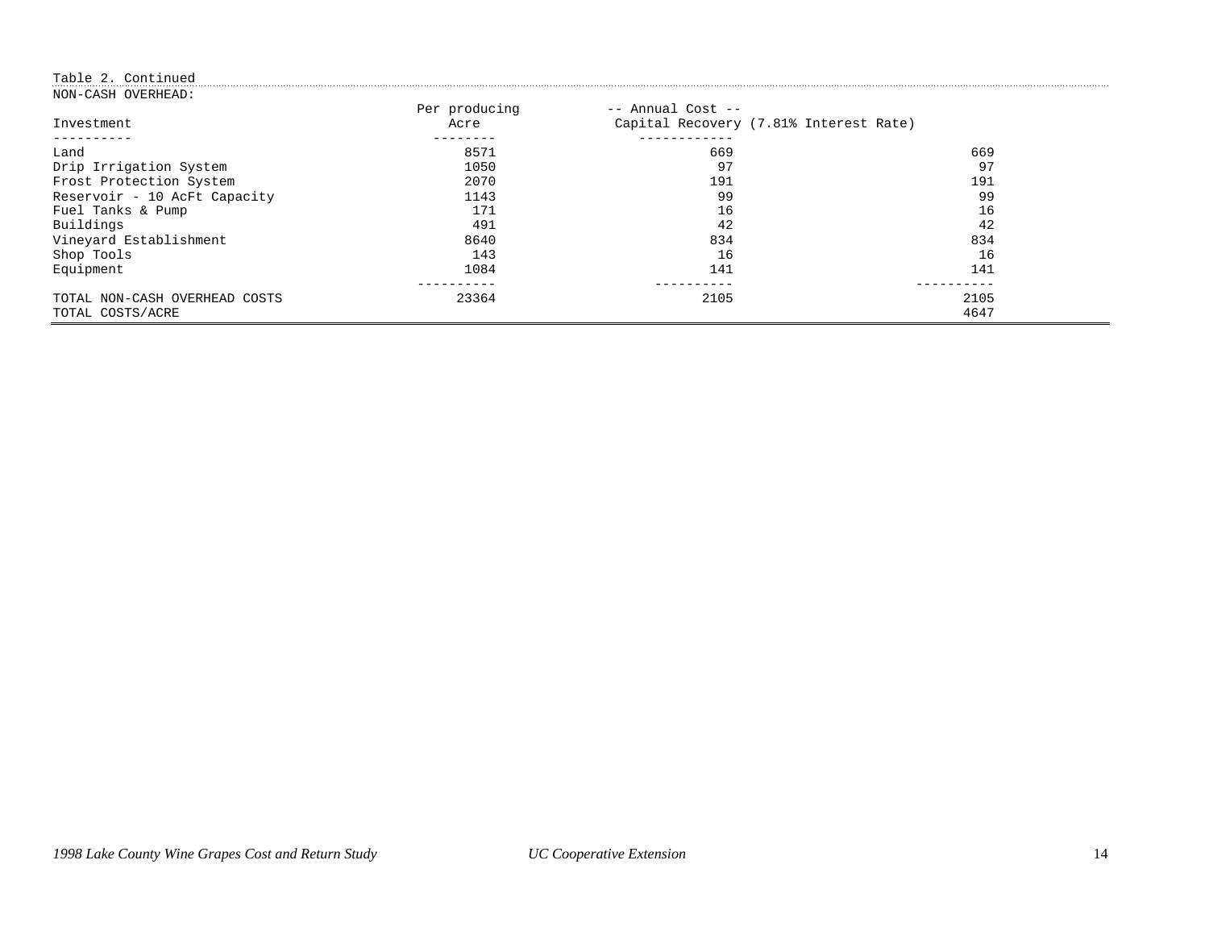Table 2. Continued

NON-CASH OVERHEAD:

| Investment | Per producing Acre | -- Annual Cost -- Capital Recovery (7.81% Interest Rate) | |
|---|---|---|---|
| Land | 8571 | 669 | 669 |
| Drip Irrigation System | 1050 | 97 | 97 |
| Frost Protection System | 2070 | 191 | 191 |
| Reservoir - 10 AcFt Capacity | 1143 | 99 | 99 |
| Fuel Tanks & Pump | 171 | 16 | 16 |
| Buildings | 491 | 42 | 42 |
| Vineyard Establishment | 8640 | 834 | 834 |
| Shop Tools | 143 | 16 | 16 |
| Equipment | 1084 | 141 | 141 |
| TOTAL NON-CASH OVERHEAD COSTS | 23364 | 2105 | 2105 |
| TOTAL COSTS/ACRE | | | 4647 |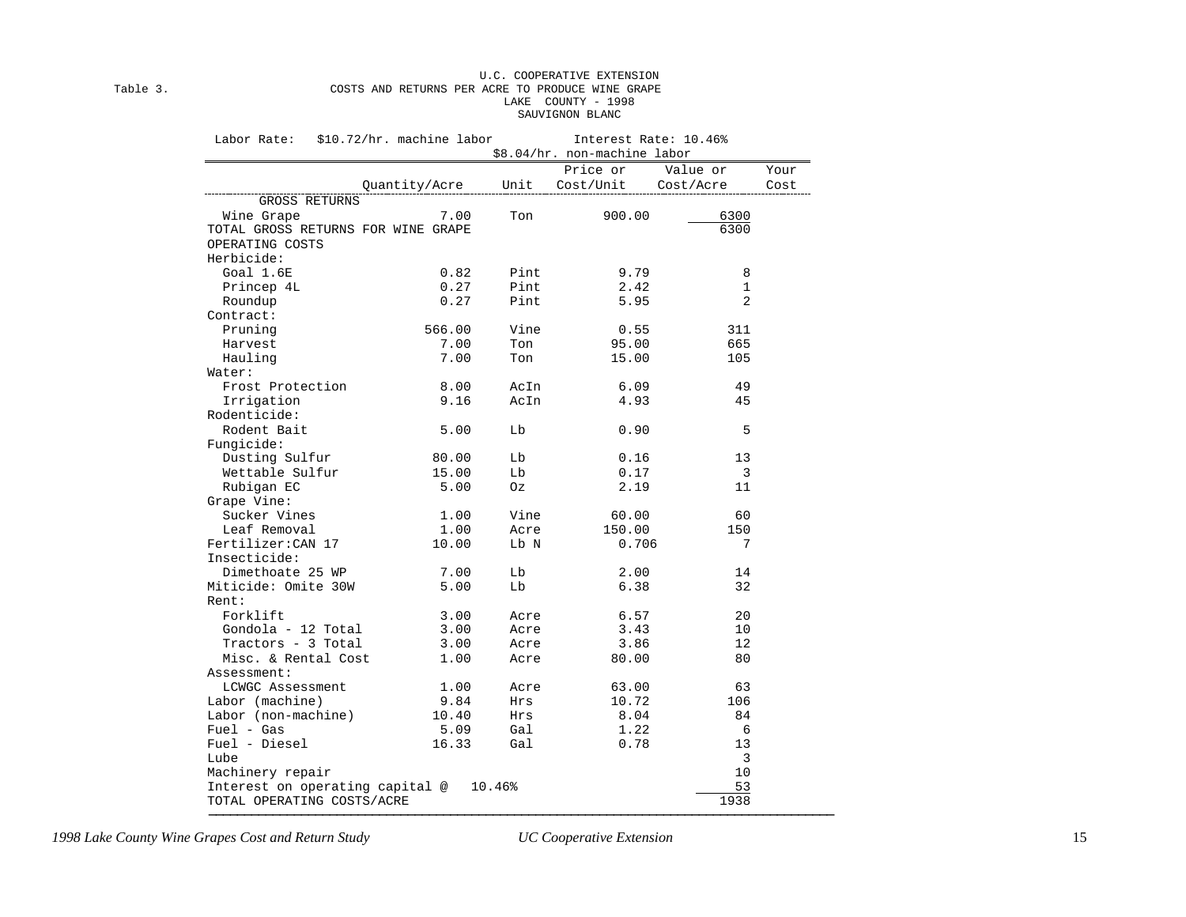Table 3.

U.C. COOPERATIVE EXTENSION
COSTS AND RETURNS PER ACRE TO PRODUCE WINE GRAPE
LAKE COUNTY - 1998
SAUVIGNON BLANC

Labor Rate: $10.72/hr. machine labor
$8.04/hr. non-machine labor
Interest Rate: 10.46%

| | Quantity/Acre | Unit | Price or Cost/Unit | Value or Cost/Acre | Your Cost |
|---|---|---|---|---|---|
| GROSS RETURNS | | | | | |
| Wine Grape | 7.00 | Ton | 900.00 | 6300 | |
| TOTAL GROSS RETURNS FOR WINE GRAPE | | | | 6300 | |
| OPERATING COSTS | | | | | |
| Herbicide: | | | | | |
| Goal 1.6E | 0.82 | Pint | 9.79 | 8 | |
| Princep 4L | 0.27 | Pint | 2.42 | 1 | |
| Roundup | 0.27 | Pint | 5.95 | 2 | |
| Contract: | | | | | |
| Pruning | 566.00 | Vine | 0.55 | 311 | |
| Harvest | 7.00 | Ton | 95.00 | 665 | |
| Hauling | 7.00 | Ton | 15.00 | 105 | |
| Water: | | | | | |
| Frost Protection | 8.00 | AcIn | 6.09 | 49 | |
| Irrigation | 9.16 | AcIn | 4.93 | 45 | |
| Rodenticide: | | | | | |
| Rodent Bait | 5.00 | Lb | 0.90 | 5 | |
| Fungicide: | | | | | |
| Dusting Sulfur | 80.00 | Lb | 0.16 | 13 | |
| Wettable Sulfur | 15.00 | Lb | 0.17 | 3 | |
| Rubigan EC | 5.00 | Oz | 2.19 | 11 | |
| Grape Vine: | | | | | |
| Sucker Vines | 1.00 | Vine | 60.00 | 60 | |
| Leaf Removal | 1.00 | Acre | 150.00 | 150 | |
| Fertilizer:CAN 17 | 10.00 | Lb N | 0.706 | 7 | |
| Insecticide: | | | | | |
| Dimethoate 25 WP | 7.00 | Lb | 2.00 | 14 | |
| Miticide: Omite 30W | 5.00 | Lb | 6.38 | 32 | |
| Rent: | | | | | |
| Forklift | 3.00 | Acre | 6.57 | 20 | |
| Gondola - 12 Total | 3.00 | Acre | 3.43 | 10 | |
| Tractors - 3 Total | 3.00 | Acre | 3.86 | 12 | |
| Misc. & Rental Cost | 1.00 | Acre | 80.00 | 80 | |
| Assessment: | | | | | |
| LCWGC Assessment | 1.00 | Acre | 63.00 | 63 | |
| Labor (machine) | 9.84 | Hrs | 10.72 | 106 | |
| Labor (non-machine) | 10.40 | Hrs | 8.04 | 84 | |
| Fuel - Gas | 5.09 | Gal | 1.22 | 6 | |
| Fuel - Diesel | 16.33 | Gal | 0.78 | 13 | |
| Lube | | | | 3 | |
| Machinery repair | | | | 10 | |
| Interest on operating capital @ 10.46% | | | | 53 | |
| TOTAL OPERATING COSTS/ACRE | | | | 1938 | |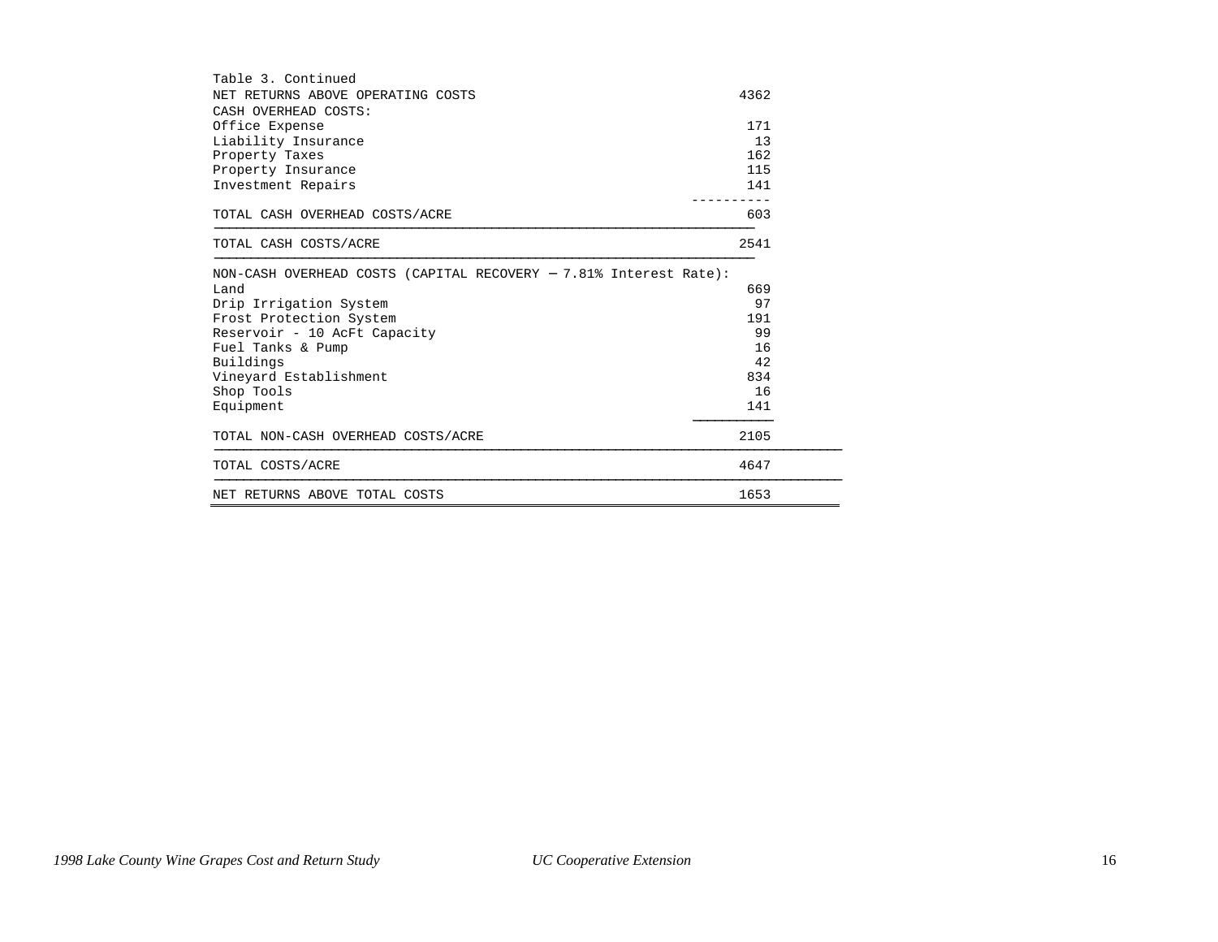Table 3. Continued

| | |
|---|---|
| NET RETURNS ABOVE OPERATING COSTS | 4362 |
| CASH OVERHEAD COSTS: | |
| Office Expense | 171 |
| Liability Insurance | 13 |
| Property Taxes | 162 |
| Property Insurance | 115 |
| Investment Repairs | 141 |
| TOTAL CASH OVERHEAD COSTS/ACRE | 603 |
| TOTAL CASH COSTS/ACRE | 2541 |
| NON-CASH OVERHEAD COSTS (CAPITAL RECOVERY — 7.81% Interest Rate): | |
| Land | 669 |
| Drip Irrigation System | 97 |
| Frost Protection System | 191 |
| Reservoir - 10 AcFt Capacity | 99 |
| Fuel Tanks & Pump | 16 |
| Buildings | 42 |
| Vineyard Establishment | 834 |
| Shop Tools | 16 |
| Equipment | 141 |
| TOTAL NON-CASH OVERHEAD COSTS/ACRE | 2105 |
| TOTAL COSTS/ACRE | 4647 |
| NET RETURNS ABOVE TOTAL COSTS | 1653 |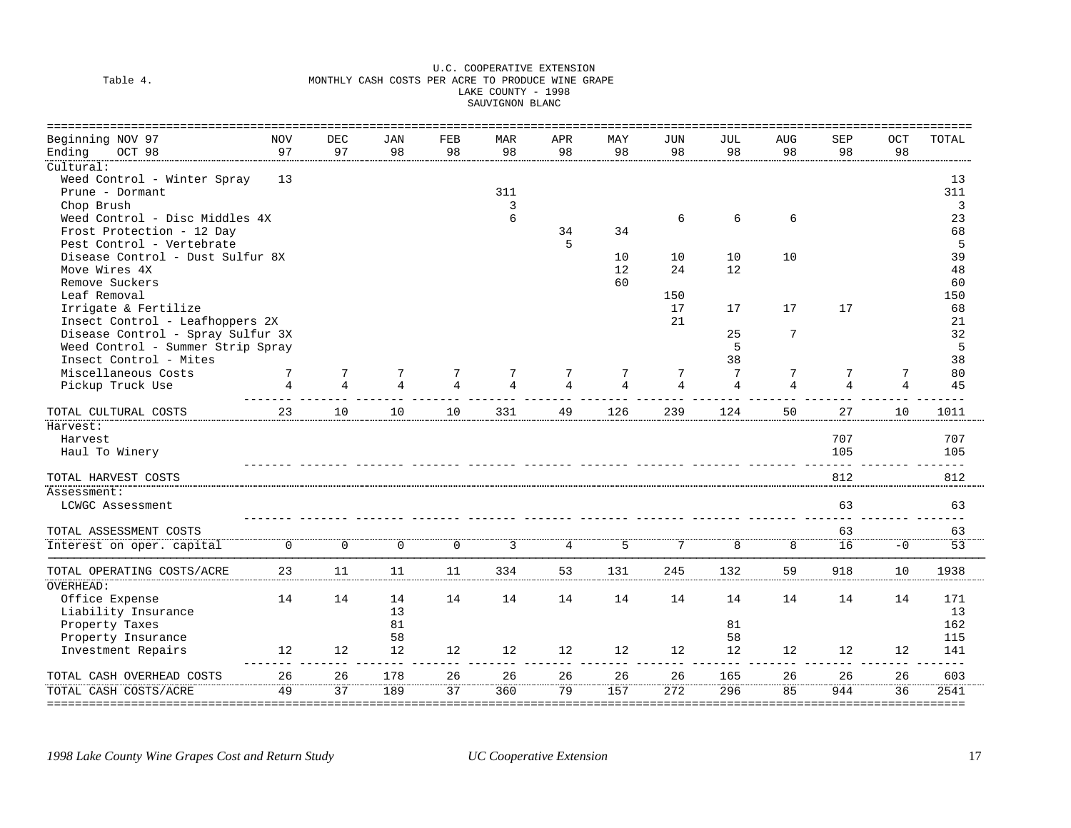U.C. COOPERATIVE EXTENSION

Table 4. MONTHLY CASH COSTS PER ACRE TO PRODUCE WINE GRAPE
LAKE COUNTY - 1998
SAUVIGNON BLANC

| Beginning NOV 97<br>Ending OCT 98 | NOV 97 | DEC 97 | JAN 98 | FEB 98 | MAR 98 | APR 98 | MAY 98 | JUN 98 | JUL 98 | AUG 98 | SEP 98 | OCT 98 | TOTAL |
|---|---|---|---|---|---|---|---|---|---|---|---|---|---|
| Cultural: | | | | | | | | | | | | | |
| Weed Control - Winter Spray | 13 | | | | | | | | | | | | 13 |
| Prune - Dormant | | | | | 311 | | | | | | | | 311 |
| Chop Brush | | | | | 3 | | | | | | | | 3 |
| Weed Control - Disc Middles 4X | | | | | 6 | | | 6 | 6 | 6 | | | 23 |
| Frost Protection - 12 Day | | | | | | 34 | 34 | | | | | | 68 |
| Pest Control - Vertebrate | | | | | | 5 | | | | | | | 5 |
| Disease Control - Dust Sulfur 8X | | | | | | | 10 | 10 | 10 | 10 | | | 39 |
| Move Wires 4X | | | | | | | 12 | 24 | 12 | | | | 48 |
| Remove Suckers | | | | | | | 60 | | | | | | 60 |
| Leaf Removal | | | | | | | | 150 | | | | | 150 |
| Irrigate & Fertilize | | | | | | | | 17 | 17 | 17 | 17 | | 68 |
| Insect Control - Leafhoppers 2X | | | | | | | | 21 | | | | | 21 |
| Disease Control - Spray Sulfur 3X | | | | | | | | | 25 | 7 | | | 32 |
| Weed Control - Summer Strip Spray | | | | | | | | | 5 | | | | 5 |
| Insect Control - Mites | | | | | | | | | 38 | | | | 38 |
| Miscellaneous Costs | 7 | 7 | 7 | 7 | 7 | 7 | 7 | 7 | 7 | 7 | 7 | 7 | 80 |
| Pickup Truck Use | 4 | 4 | 4 | 4 | 4 | 4 | 4 | 4 | 4 | 4 | 4 | 4 | 45 |
| TOTAL CULTURAL COSTS | 23 | 10 | 10 | 10 | 331 | 49 | 126 | 239 | 124 | 50 | 27 | 10 | 1011 |
| Harvest: | | | | | | | | | | | | | |
| Harvest | | | | | | | | | | | 707 | | 707 |
| Haul To Winery | | | | | | | | | | | 105 | | 105 |
| TOTAL HARVEST COSTS | | | | | | | | | | | 812 | | 812 |
| Assessment: | | | | | | | | | | | | | |
| LCWGC Assessment | | | | | | | | | | | 63 | | 63 |
| TOTAL ASSESSMENT COSTS | | | | | | | | | | | 63 | | 63 |
| Interest on oper. capital | 0 | 0 | 0 | 0 | 3 | 4 | 5 | 7 | 8 | 8 | 16 | -0 | 53 |
| TOTAL OPERATING COSTS/ACRE | 23 | 11 | 11 | 11 | 334 | 53 | 131 | 245 | 132 | 59 | 918 | 10 | 1938 |
| OVERHEAD: | | | | | | | | | | | | | |
| Office Expense | 14 | 14 | 14 | 14 | 14 | 14 | 14 | 14 | 14 | 14 | 14 | 14 | 171 |
| Liability Insurance | | | 13 | | | | | | | | | | 13 |
| Property Taxes | | | 81 | | | | | | 81 | | | | 162 |
| Property Insurance | | | 58 | | | | | | 58 | | | | 115 |
| Investment Repairs | 12 | 12 | 12 | 12 | 12 | 12 | 12 | 12 | 12 | 12 | 12 | 12 | 141 |
| TOTAL CASH OVERHEAD COSTS | 26 | 26 | 178 | 26 | 26 | 26 | 26 | 26 | 165 | 26 | 26 | 26 | 603 |
| TOTAL CASH COSTS/ACRE | 49 | 37 | 189 | 37 | 360 | 79 | 157 | 272 | 296 | 85 | 944 | 36 | 2541 |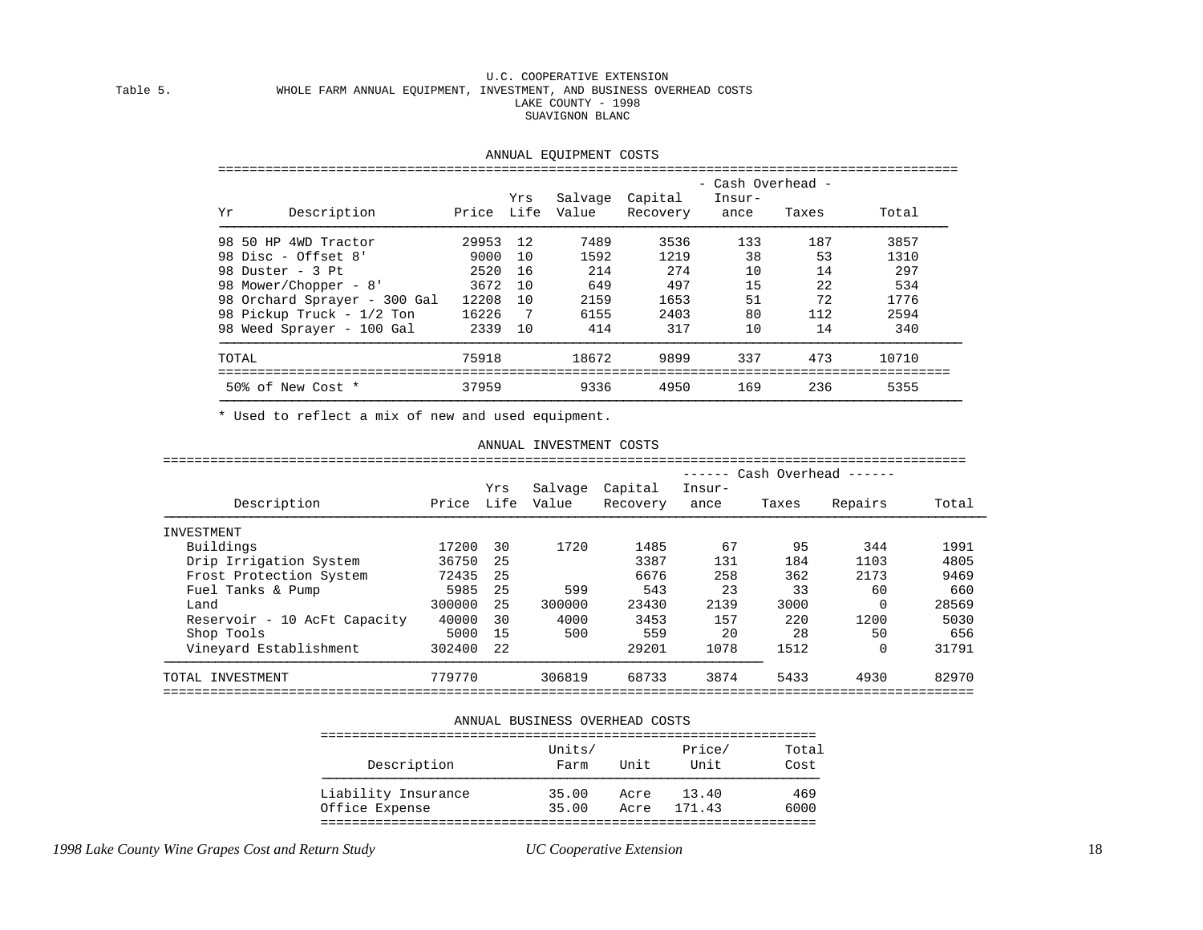U.C. COOPERATIVE EXTENSION

Table 5. WHOLE FARM ANNUAL EQUIPMENT, INVESTMENT, AND BUSINESS OVERHEAD COSTS

LAKE COUNTY - 1998

SUAVIGNON BLANC

### ANNUAL EQUIPMENT COSTS

| | | | | | | - Cash Overhead - | | |
|---|---|---|---|---|---|---|---|---|
| Yr | Description | Price | Yrs Life | Salvage Value | Capital Recovery | Insur-ance | Taxes | Total |
| 98 | 50 HP 4WD Tractor | 29953 | 12 | 7489 | 3536 | 133 | 187 | 3857 |
| 98 | Disc - Offset 8' | 9000 | 10 | 1592 | 1219 | 38 | 53 | 1310 |
| 98 | Duster - 3 Pt | 2520 | 16 | 214 | 274 | 10 | 14 | 297 |
| 98 | Mower/Chopper - 8' | 3672 | 10 | 649 | 497 | 15 | 22 | 534 |
| 98 | Orchard Sprayer - 300 Gal | 12208 | 10 | 2159 | 1653 | 51 | 72 | 1776 |
| 98 | Pickup Truck - 1/2 Ton | 16226 | 7 | 6155 | 2403 | 80 | 112 | 2594 |
| 98 | Weed Sprayer - 100 Gal | 2339 | 10 | 414 | 317 | 10 | 14 | 340 |
| TOTAL | | 75918 | | 18672 | 9899 | 337 | 473 | 10710 |
| 50% of New Cost * | | 37959 | | 9336 | 4950 | 169 | 236 | 5355 |

* Used to reflect a mix of new and used equipment.

### ANNUAL INVESTMENT COSTS

| | | | | | ------ Cash Overhead ------ | | | |
|---|---|---|---|---|---|---|---|---|
| Description | Price | Yrs Life | Salvage Value | Capital Recovery | Insur-ance | Taxes | Repairs | Total |
| INVESTMENT | | | | | | | | |
| Buildings | 17200 | 30 | 1720 | 1485 | 67 | 95 | 344 | 1991 |
| Drip Irrigation System | 36750 | 25 | | 3387 | 131 | 184 | 1103 | 4805 |
| Frost Protection System | 72435 | 25 | | 6676 | 258 | 362 | 2173 | 9469 |
| Fuel Tanks & Pump | 5985 | 25 | 599 | 543 | 23 | 33 | 60 | 660 |
| Land | 300000 | 25 | 300000 | 23430 | 2139 | 3000 | 0 | 28569 |
| Reservoir - 10 AcFt Capacity | 40000 | 30 | 4000 | 3453 | 157 | 220 | 1200 | 5030 |
| Shop Tools | 5000 | 15 | 500 | 559 | 20 | 28 | 50 | 656 |
| Vineyard Establishment | 302400 | 22 | | 29201 | 1078 | 1512 | 0 | 31791 |
| TOTAL INVESTMENT | 779770 | | 306819 | 68733 | 3874 | 5433 | 4930 | 82970 |

### ANNUAL BUSINESS OVERHEAD COSTS

| Description | Units/ Farm | Unit | Price/ Unit | Total Cost |
|---|---|---|---|---|
| Liability Insurance | 35.00 | Acre | 13.40 | 469 |
| Office Expense | 35.00 | Acre | 171.43 | 6000 |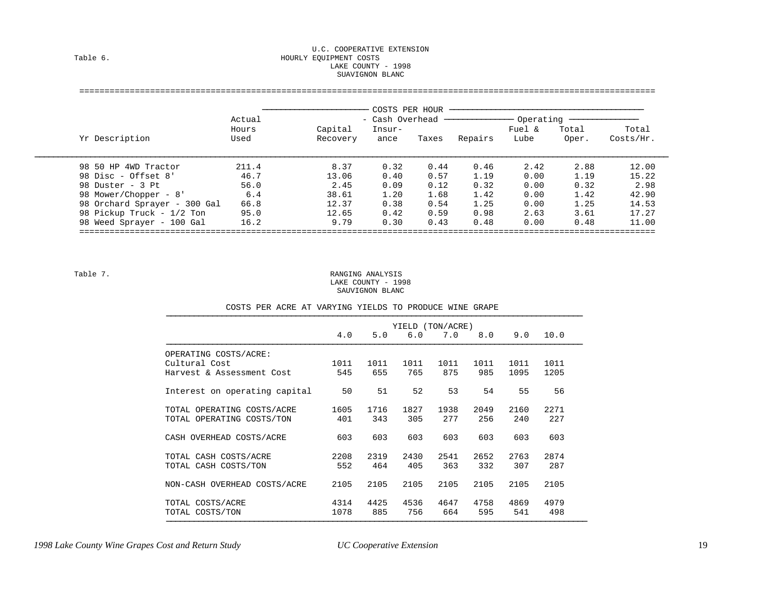Table 6.

U.C. COOPERATIVE EXTENSION
HOURLY EQUIPMENT COSTS
LAKE COUNTY - 1998
SUAVIGNON BLANC

| Yr Description | Actual Hours Used | COSTS PER HOUR | | | | | | |
|---|---|---|---|---|---|---|---|---|
| | | | - Cash Overhead | | | Operating | | |
| | | Capital Recovery | Insur-ance | Taxes | Repairs | Fuel & Lube | Total Oper. | Total Costs/Hr. |
| 98 50 HP 4WD Tractor | 211.4 | 8.37 | 0.32 | 0.44 | 0.46 | 2.42 | 2.88 | 12.00 |
| 98 Disc - Offset 8' | 46.7 | 13.06 | 0.40 | 0.57 | 1.19 | 0.00 | 1.19 | 15.22 |
| 98 Duster - 3 Pt | 56.0 | 2.45 | 0.09 | 0.12 | 0.32 | 0.00 | 0.32 | 2.98 |
| 98 Mower/Chopper - 8' | 6.4 | 38.61 | 1.20 | 1.68 | 1.42 | 0.00 | 1.42 | 42.90 |
| 98 Orchard Sprayer - 300 Gal | 66.8 | 12.37 | 0.38 | 0.54 | 1.25 | 0.00 | 1.25 | 14.53 |
| 98 Pickup Truck - 1/2 Ton | 95.0 | 12.65 | 0.42 | 0.59 | 0.98 | 2.63 | 3.61 | 17.27 |
| 98 Weed Sprayer - 100 Gal | 16.2 | 9.79 | 0.30 | 0.43 | 0.48 | 0.00 | 0.48 | 11.00 |

Table 7.

RANGING ANALYSIS
LAKE COUNTY - 1998
SAUVIGNON BLANC

COSTS PER ACRE AT VARYING YIELDS TO PRODUCE WINE GRAPE

| | YIELD (TON/ACRE) | | | | | | |
|---|---|---|---|---|---|---|---|
| | 4.0 | 5.0 | 6.0 | 7.0 | 8.0 | 9.0 | 10.0 |
| OPERATING COSTS/ACRE: | | | | | | | |
| Cultural Cost | 1011 | 1011 | 1011 | 1011 | 1011 | 1011 | 1011 |
| Harvest & Assessment Cost | 545 | 655 | 765 | 875 | 985 | 1095 | 1205 |
| Interest on operating capital | 50 | 51 | 52 | 53 | 54 | 55 | 56 |
| TOTAL OPERATING COSTS/ACRE | 1605 | 1716 | 1827 | 1938 | 2049 | 2160 | 2271 |
| TOTAL OPERATING COSTS/TON | 401 | 343 | 305 | 277 | 256 | 240 | 227 |
| CASH OVERHEAD COSTS/ACRE | 603 | 603 | 603 | 603 | 603 | 603 | 603 |
| TOTAL CASH COSTS/ACRE | 2208 | 2319 | 2430 | 2541 | 2652 | 2763 | 2874 |
| TOTAL CASH COSTS/TON | 552 | 464 | 405 | 363 | 332 | 307 | 287 |
| NON-CASH OVERHEAD COSTS/ACRE | 2105 | 2105 | 2105 | 2105 | 2105 | 2105 | 2105 |
| TOTAL COSTS/ACRE | 4314 | 4425 | 4536 | 4647 | 4758 | 4869 | 4979 |
| TOTAL COSTS/TON | 1078 | 885 | 756 | 664 | 595 | 541 | 498 |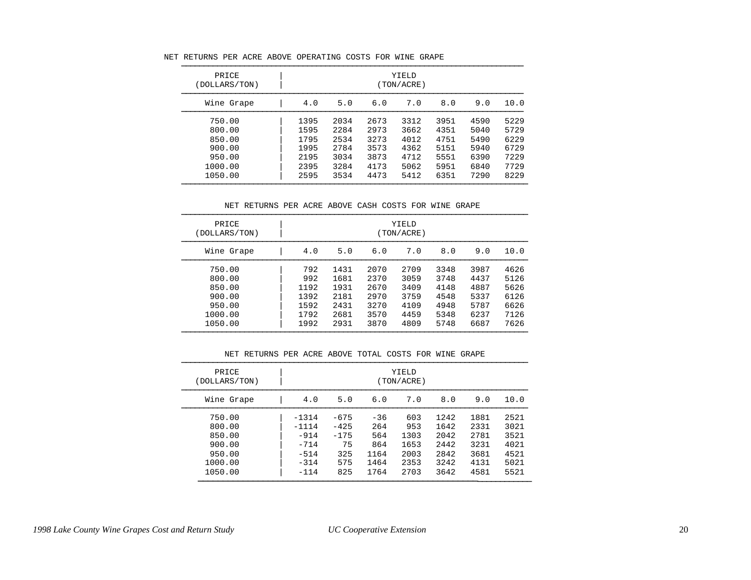NET RETURNS PER ACRE ABOVE OPERATING COSTS FOR WINE GRAPE

| PRICE (DOLLARS/TON) | YIELD (TON/ACRE) | | | | | | |
|---|---|---|---|---|---|---|---|
| Wine Grape | 4.0 | 5.0 | 6.0 | 7.0 | 8.0 | 9.0 | 10.0 |
| 750.00 | 1395 | 2034 | 2673 | 3312 | 3951 | 4590 | 5229 |
| 800.00 | 1595 | 2284 | 2973 | 3662 | 4351 | 5040 | 5729 |
| 850.00 | 1795 | 2534 | 3273 | 4012 | 4751 | 5490 | 6229 |
| 900.00 | 1995 | 2784 | 3573 | 4362 | 5151 | 5940 | 6729 |
| 950.00 | 2195 | 3034 | 3873 | 4712 | 5551 | 6390 | 7229 |
| 1000.00 | 2395 | 3284 | 4173 | 5062 | 5951 | 6840 | 7729 |
| 1050.00 | 2595 | 3534 | 4473 | 5412 | 6351 | 7290 | 8229 |

NET RETURNS PER ACRE ABOVE CASH COSTS FOR WINE GRAPE

| PRICE (DOLLARS/TON) | YIELD (TON/ACRE) | | | | | | |
|---|---|---|---|---|---|---|---|
| Wine Grape | 4.0 | 5.0 | 6.0 | 7.0 | 8.0 | 9.0 | 10.0 |
| 750.00 | 792 | 1431 | 2070 | 2709 | 3348 | 3987 | 4626 |
| 800.00 | 992 | 1681 | 2370 | 3059 | 3748 | 4437 | 5126 |
| 850.00 | 1192 | 1931 | 2670 | 3409 | 4148 | 4887 | 5626 |
| 900.00 | 1392 | 2181 | 2970 | 3759 | 4548 | 5337 | 6126 |
| 950.00 | 1592 | 2431 | 3270 | 4109 | 4948 | 5787 | 6626 |
| 1000.00 | 1792 | 2681 | 3570 | 4459 | 5348 | 6237 | 7126 |
| 1050.00 | 1992 | 2931 | 3870 | 4809 | 5748 | 6687 | 7626 |

NET RETURNS PER ACRE ABOVE TOTAL COSTS FOR WINE GRAPE

| PRICE (DOLLARS/TON) | YIELD (TON/ACRE) | | | | | | |
|---|---|---|---|---|---|---|---|
| Wine Grape | 4.0 | 5.0 | 6.0 | 7.0 | 8.0 | 9.0 | 10.0 |
| 750.00 | -1314 | -675 | -36 | 603 | 1242 | 1881 | 2521 |
| 800.00 | -1114 | -425 | 264 | 953 | 1642 | 2331 | 3021 |
| 850.00 | -914 | -175 | 564 | 1303 | 2042 | 2781 | 3521 |
| 900.00 | -714 | 75 | 864 | 1653 | 2442 | 3231 | 4021 |
| 950.00 | -514 | 325 | 1164 | 2003 | 2842 | 3681 | 4521 |
| 1000.00 | -314 | 575 | 1464 | 2353 | 3242 | 4131 | 5021 |
| 1050.00 | -114 | 825 | 1764 | 2703 | 3642 | 4581 | 5521 |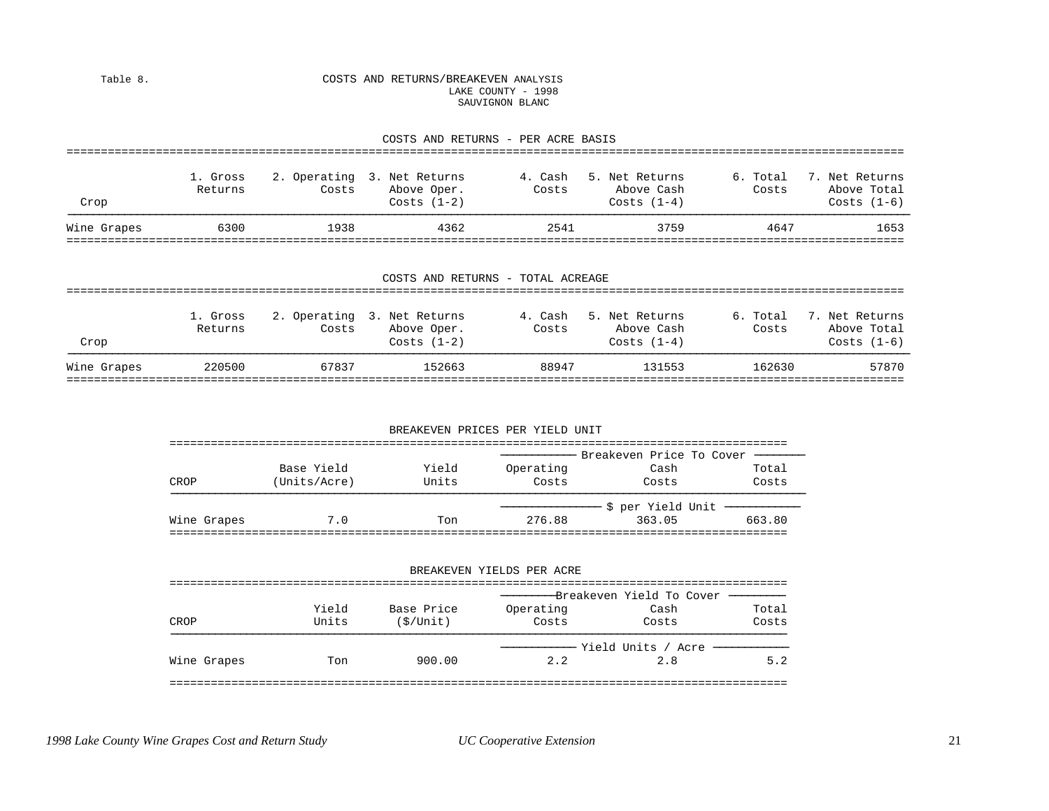Table 8. COSTS AND RETURNS/BREAKEVEN ANALYSIS
LAKE COUNTY - 1998
SAUVIGNON BLANC

### COSTS AND RETURNS - PER ACRE BASIS

| Crop | 1. Gross Returns | 2. Operating Costs | 3. Net Returns Above Oper. Costs (1-2) | 4. Cash Costs | 5. Net Returns Above Cash Costs (1-4) | 6. Total Costs | 7. Net Returns Above Total Costs (1-6) |
|---|---|---|---|---|---|---|---|
| Wine Grapes | 6300 | 1938 | 4362 | 2541 | 3759 | 4647 | 1653 |

### COSTS AND RETURNS - TOTAL ACREAGE

| Crop | 1. Gross Returns | 2. Operating Costs | 3. Net Returns Above Oper. Costs (1-2) | 4. Cash Costs | 5. Net Returns Above Cash Costs (1-4) | 6. Total Costs | 7. Net Returns Above Total Costs (1-6) |
|---|---|---|---|---|---|---|---|
| Wine Grapes | 220500 | 67837 | 152663 | 88947 | 131553 | 162630 | 57870 |

### BREAKEVEN PRICES PER YIELD UNIT

| | | | Breakeven Price To Cover | | |
|---|---|---|---|---|---|
| CROP | Base Yield (Units/Acre) | Yield Units | Operating Costs | Cash Costs | Total Costs |
| | | | $ per Yield Unit | | |
| Wine Grapes | 7.0 | Ton | 276.88 | 363.05 | 663.80 |

### BREAKEVEN YIELDS PER ACRE

| | | | Breakeven Yield To Cover | | |
|---|---|---|---|---|---|
| CROP | Yield Units | Base Price ($/Unit) | Operating Costs | Cash Costs | Total Costs |
| | | | Yield Units / Acre | | |
| Wine Grapes | Ton | 900.00 | 2.2 | 2.8 | 5.2 |